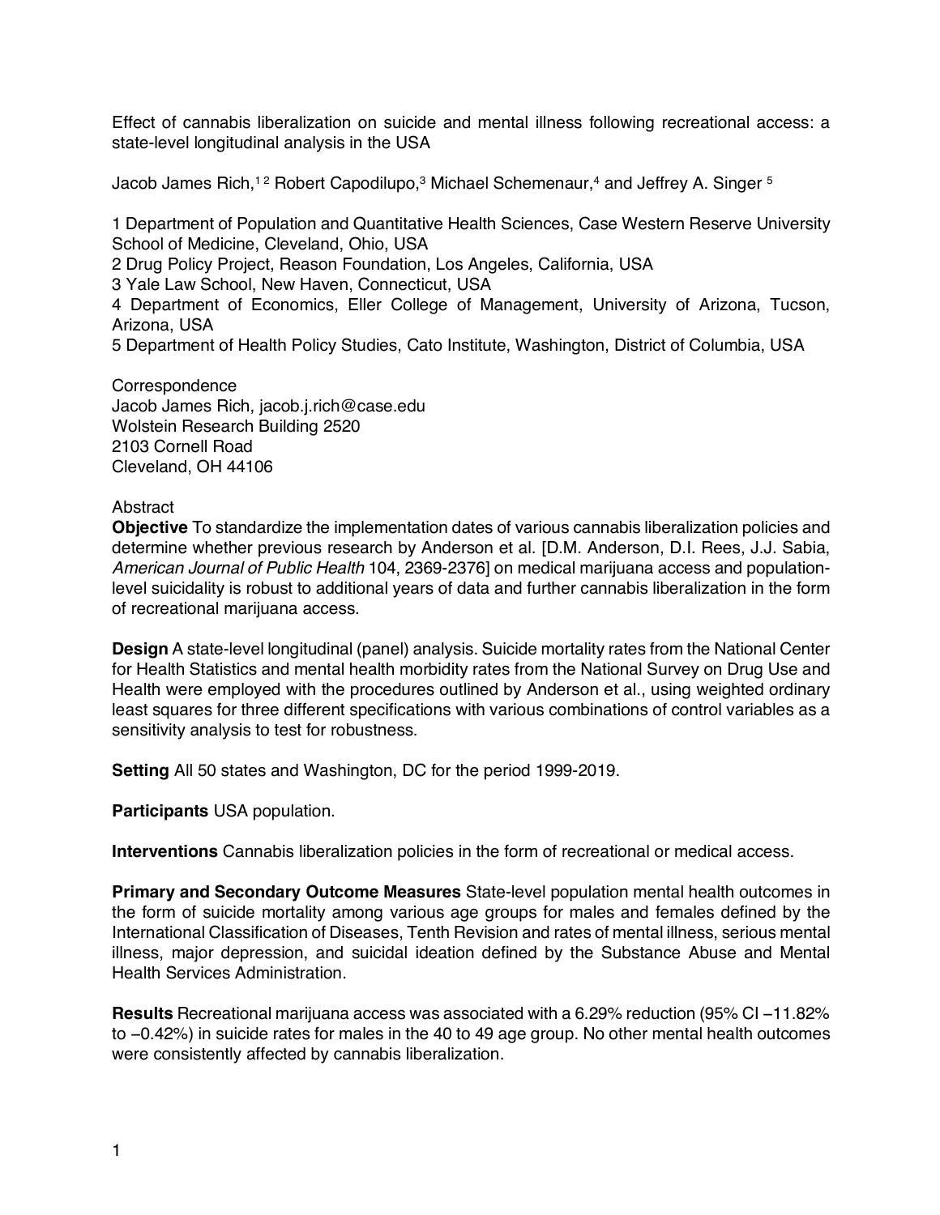# Effect of cannabis liberalization on suicide and mental illness following recreational access: a state-level longitudinal analysis in the USA

Jacob James Rich,[1,2] Robert Capodilupo,[3] Michael Schemenaur,[4] and Jeffrey A. Singer [5]

1 Department of Population and Quantitative Health Sciences, Case Western Reserve University School of Medicine, Cleveland, Ohio, USA
2 Drug Policy Project, Reason Foundation, Los Angeles, California, USA
3 Yale Law School, New Haven, Connecticut, USA
4 Department of Economics, Eller College of Management, University of Arizona, Tucson, Arizona, USA
5 Department of Health Policy Studies, Cato Institute, Washington, District of Columbia, USA

Correspondence
Jacob James Rich, jacob.j.rich@case.edu
Wolstein Research Building 2520
2103 Cornell Road
Cleveland, OH 44106

## Abstract

**Objective** To standardize the implementation dates of various cannabis liberalization policies and determine whether previous research by Anderson et al. [D.M. Anderson, D.I. Rees, J.J. Sabia, *American Journal of Public Health* 104, 2369-2376] on medical marijuana access and population-level suicidality is robust to additional years of data and further cannabis liberalization in the form of recreational marijuana access.

**Design** A state-level longitudinal (panel) analysis. Suicide mortality rates from the National Center for Health Statistics and mental health morbidity rates from the National Survey on Drug Use and Health were employed with the procedures outlined by Anderson et al., using weighted ordinary least squares for three different specifications with various combinations of control variables as a sensitivity analysis to test for robustness.

**Setting** All 50 states and Washington, DC for the period 1999-2019.

**Participants** USA population.

**Interventions** Cannabis liberalization policies in the form of recreational or medical access.

**Primary and Secondary Outcome Measures** State-level population mental health outcomes in the form of suicide mortality among various age groups for males and females defined by the International Classification of Diseases, Tenth Revision and rates of mental illness, serious mental illness, major depression, and suicidal ideation defined by the Substance Abuse and Mental Health Services Administration.

**Results** Recreational marijuana access was associated with a 6.29% reduction (95% CI −11.82% to −0.42%) in suicide rates for males in the 40 to 49 age group. No other mental health outcomes were consistently affected by cannabis liberalization.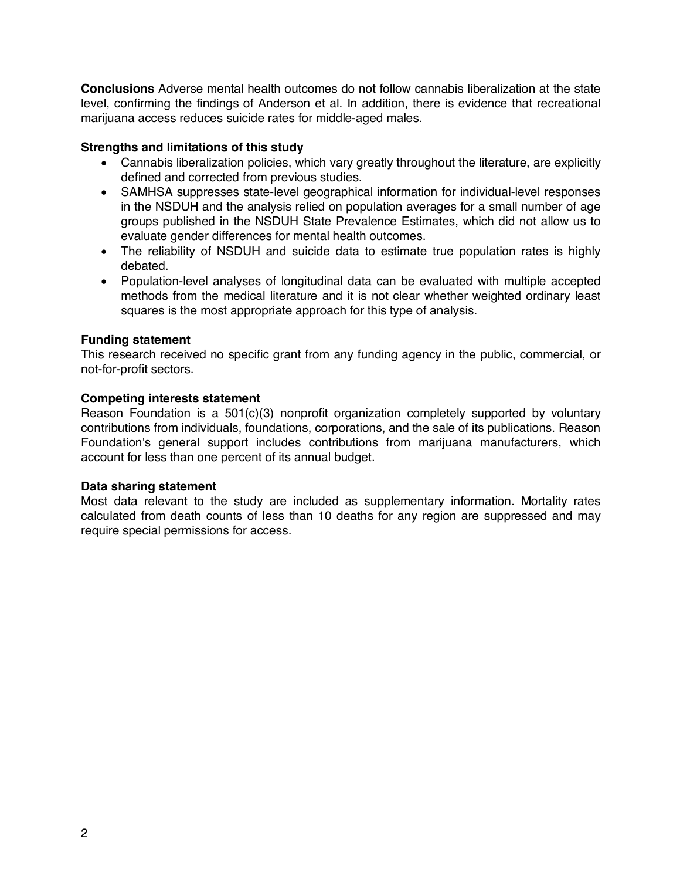**Conclusions** Adverse mental health outcomes do not follow cannabis liberalization at the state level, confirming the findings of Anderson et al. In addition, there is evidence that recreational marijuana access reduces suicide rates for middle-aged males.

**Strengths and limitations of this study**

- Cannabis liberalization policies, which vary greatly throughout the literature, are explicitly defined and corrected from previous studies.
- SAMHSA suppresses state-level geographical information for individual-level responses in the NSDUH and the analysis relied on population averages for a small number of age groups published in the NSDUH State Prevalence Estimates, which did not allow us to evaluate gender differences for mental health outcomes.
- The reliability of NSDUH and suicide data to estimate true population rates is highly debated.
- Population-level analyses of longitudinal data can be evaluated with multiple accepted methods from the medical literature and it is not clear whether weighted ordinary least squares is the most appropriate approach for this type of analysis.

**Funding statement**
This research received no specific grant from any funding agency in the public, commercial, or not-for-profit sectors.

**Competing interests statement**
Reason Foundation is a 501(c)(3) nonprofit organization completely supported by voluntary contributions from individuals, foundations, corporations, and the sale of its publications. Reason Foundation's general support includes contributions from marijuana manufacturers, which account for less than one percent of its annual budget.

**Data sharing statement**
Most data relevant to the study are included as supplementary information. Mortality rates calculated from death counts of less than 10 deaths for any region are suppressed and may require special permissions for access.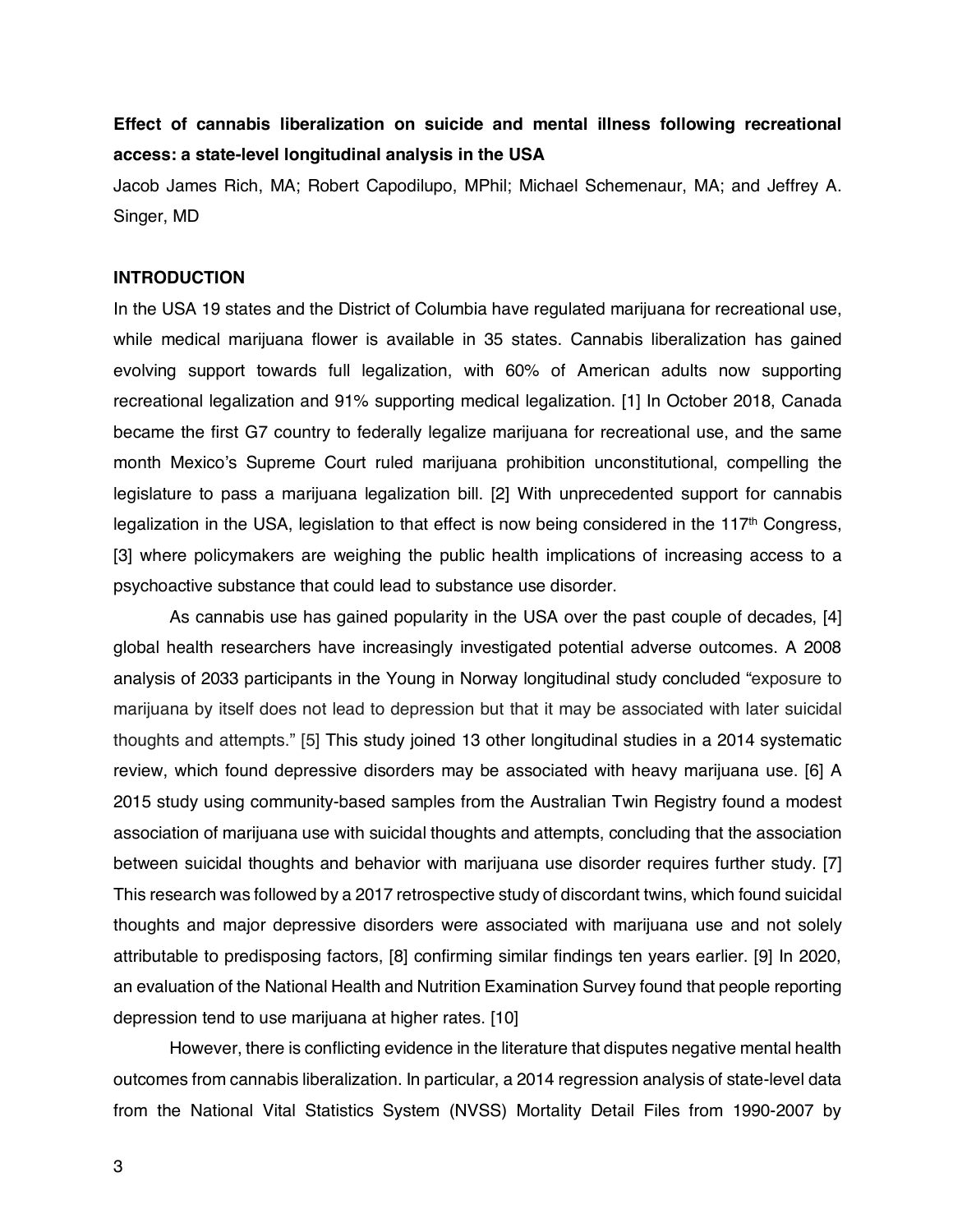**Effect of cannabis liberalization on suicide and mental illness following recreational access: a state-level longitudinal analysis in the USA**

Jacob James Rich, MA; Robert Capodilupo, MPhil; Michael Schemenaur, MA; and Jeffrey A. Singer, MD

## INTRODUCTION

In the USA 19 states and the District of Columbia have regulated marijuana for recreational use, while medical marijuana flower is available in 35 states. Cannabis liberalization has gained evolving support towards full legalization, with 60% of American adults now supporting recreational legalization and 91% supporting medical legalization. [1] In October 2018, Canada became the first G7 country to federally legalize marijuana for recreational use, and the same month Mexico's Supreme Court ruled marijuana prohibition unconstitutional, compelling the legislature to pass a marijuana legalization bill. [2] With unprecedented support for cannabis legalization in the USA, legislation to that effect is now being considered in the 117th Congress, [3] where policymakers are weighing the public health implications of increasing access to a psychoactive substance that could lead to substance use disorder.

As cannabis use has gained popularity in the USA over the past couple of decades, [4] global health researchers have increasingly investigated potential adverse outcomes. A 2008 analysis of 2033 participants in the Young in Norway longitudinal study concluded "exposure to marijuana by itself does not lead to depression but that it may be associated with later suicidal thoughts and attempts." [5] This study joined 13 other longitudinal studies in a 2014 systematic review, which found depressive disorders may be associated with heavy marijuana use. [6] A 2015 study using community-based samples from the Australian Twin Registry found a modest association of marijuana use with suicidal thoughts and attempts, concluding that the association between suicidal thoughts and behavior with marijuana use disorder requires further study. [7] This research was followed by a 2017 retrospective study of discordant twins, which found suicidal thoughts and major depressive disorders were associated with marijuana use and not solely attributable to predisposing factors, [8] confirming similar findings ten years earlier. [9] In 2020, an evaluation of the National Health and Nutrition Examination Survey found that people reporting depression tend to use marijuana at higher rates. [10]

However, there is conflicting evidence in the literature that disputes negative mental health outcomes from cannabis liberalization. In particular, a 2014 regression analysis of state-level data from the National Vital Statistics System (NVSS) Mortality Detail Files from 1990-2007 by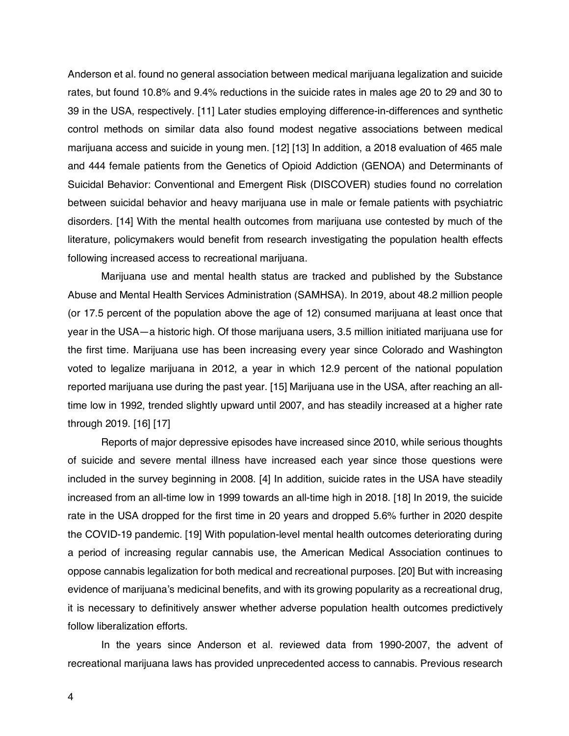Anderson et al. found no general association between medical marijuana legalization and suicide rates, but found 10.8% and 9.4% reductions in the suicide rates in males age 20 to 29 and 30 to 39 in the USA, respectively. [11] Later studies employing difference-in-differences and synthetic control methods on similar data also found modest negative associations between medical marijuana access and suicide in young men. [12] [13] In addition, a 2018 evaluation of 465 male and 444 female patients from the Genetics of Opioid Addiction (GENOA) and Determinants of Suicidal Behavior: Conventional and Emergent Risk (DISCOVER) studies found no correlation between suicidal behavior and heavy marijuana use in male or female patients with psychiatric disorders. [14] With the mental health outcomes from marijuana use contested by much of the literature, policymakers would benefit from research investigating the population health effects following increased access to recreational marijuana.

Marijuana use and mental health status are tracked and published by the Substance Abuse and Mental Health Services Administration (SAMHSA). In 2019, about 48.2 million people (or 17.5 percent of the population above the age of 12) consumed marijuana at least once that year in the USA—a historic high. Of those marijuana users, 3.5 million initiated marijuana use for the first time. Marijuana use has been increasing every year since Colorado and Washington voted to legalize marijuana in 2012, a year in which 12.9 percent of the national population reported marijuana use during the past year. [15] Marijuana use in the USA, after reaching an all-time low in 1992, trended slightly upward until 2007, and has steadily increased at a higher rate through 2019. [16] [17]

Reports of major depressive episodes have increased since 2010, while serious thoughts of suicide and severe mental illness have increased each year since those questions were included in the survey beginning in 2008. [4] In addition, suicide rates in the USA have steadily increased from an all-time low in 1999 towards an all-time high in 2018. [18] In 2019, the suicide rate in the USA dropped for the first time in 20 years and dropped 5.6% further in 2020 despite the COVID-19 pandemic. [19] With population-level mental health outcomes deteriorating during a period of increasing regular cannabis use, the American Medical Association continues to oppose cannabis legalization for both medical and recreational purposes. [20] But with increasing evidence of marijuana's medicinal benefits, and with its growing popularity as a recreational drug, it is necessary to definitively answer whether adverse population health outcomes predictively follow liberalization efforts.

In the years since Anderson et al. reviewed data from 1990-2007, the advent of recreational marijuana laws has provided unprecedented access to cannabis. Previous research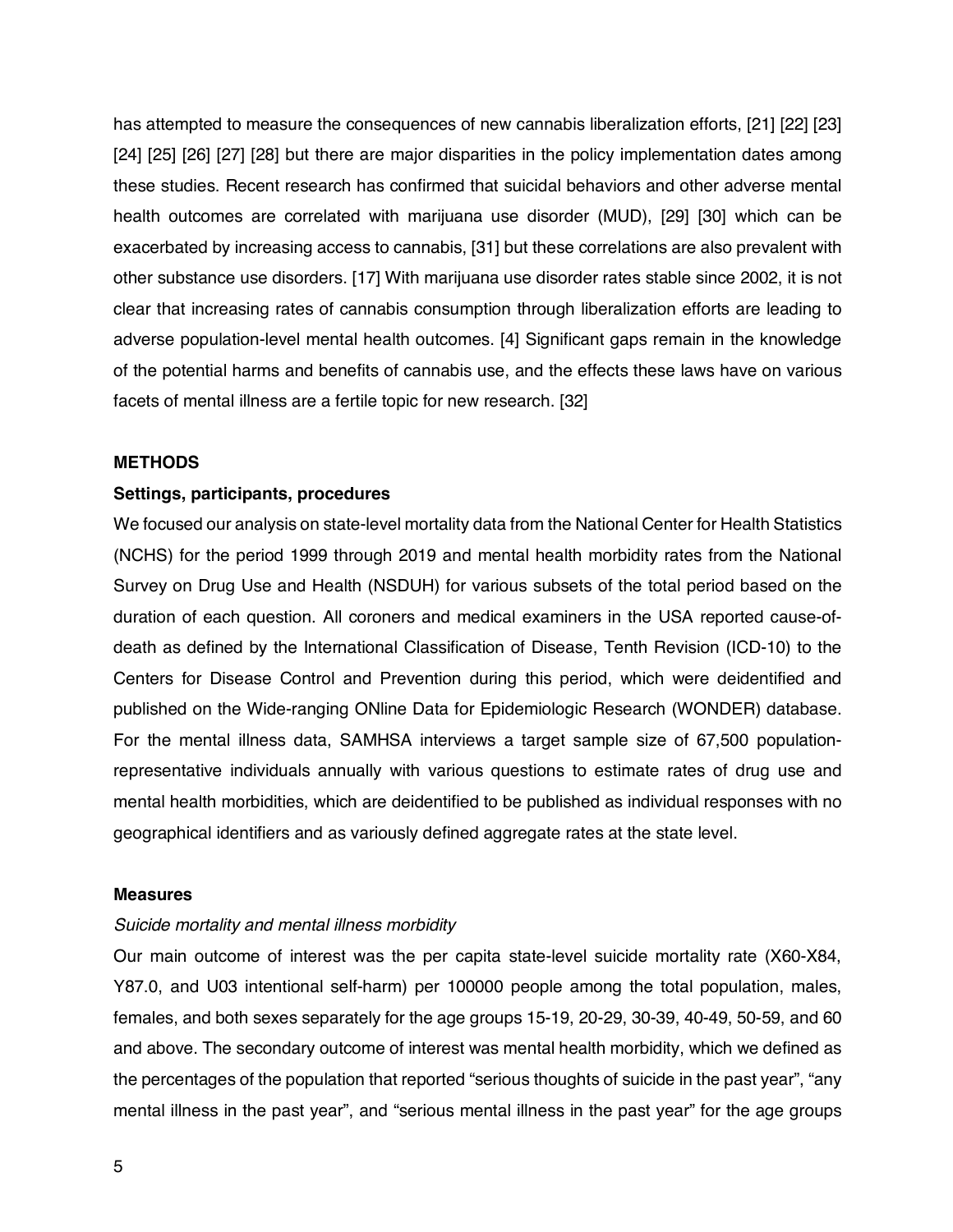has attempted to measure the consequences of new cannabis liberalization efforts, [21] [22] [23] [24] [25] [26] [27] [28] but there are major disparities in the policy implementation dates among these studies. Recent research has confirmed that suicidal behaviors and other adverse mental health outcomes are correlated with marijuana use disorder (MUD), [29] [30] which can be exacerbated by increasing access to cannabis, [31] but these correlations are also prevalent with other substance use disorders. [17] With marijuana use disorder rates stable since 2002, it is not clear that increasing rates of cannabis consumption through liberalization efforts are leading to adverse population-level mental health outcomes. [4] Significant gaps remain in the knowledge of the potential harms and benefits of cannabis use, and the effects these laws have on various facets of mental illness are a fertile topic for new research. [32]

## METHODS

### Settings, participants, procedures

We focused our analysis on state-level mortality data from the National Center for Health Statistics (NCHS) for the period 1999 through 2019 and mental health morbidity rates from the National Survey on Drug Use and Health (NSDUH) for various subsets of the total period based on the duration of each question. All coroners and medical examiners in the USA reported cause-of-death as defined by the International Classification of Disease, Tenth Revision (ICD-10) to the Centers for Disease Control and Prevention during this period, which were deidentified and published on the Wide-ranging ONline Data for Epidemiologic Research (WONDER) database. For the mental illness data, SAMHSA interviews a target sample size of 67,500 population-representative individuals annually with various questions to estimate rates of drug use and mental health morbidities, which are deidentified to be published as individual responses with no geographical identifiers and as variously defined aggregate rates at the state level.

### Measures

*Suicide mortality and mental illness morbidity*

Our main outcome of interest was the per capita state-level suicide mortality rate (X60-X84, Y87.0, and U03 intentional self-harm) per 100000 people among the total population, males, females, and both sexes separately for the age groups 15-19, 20-29, 30-39, 40-49, 50-59, and 60 and above. The secondary outcome of interest was mental health morbidity, which we defined as the percentages of the population that reported "serious thoughts of suicide in the past year", "any mental illness in the past year", and "serious mental illness in the past year" for the age groups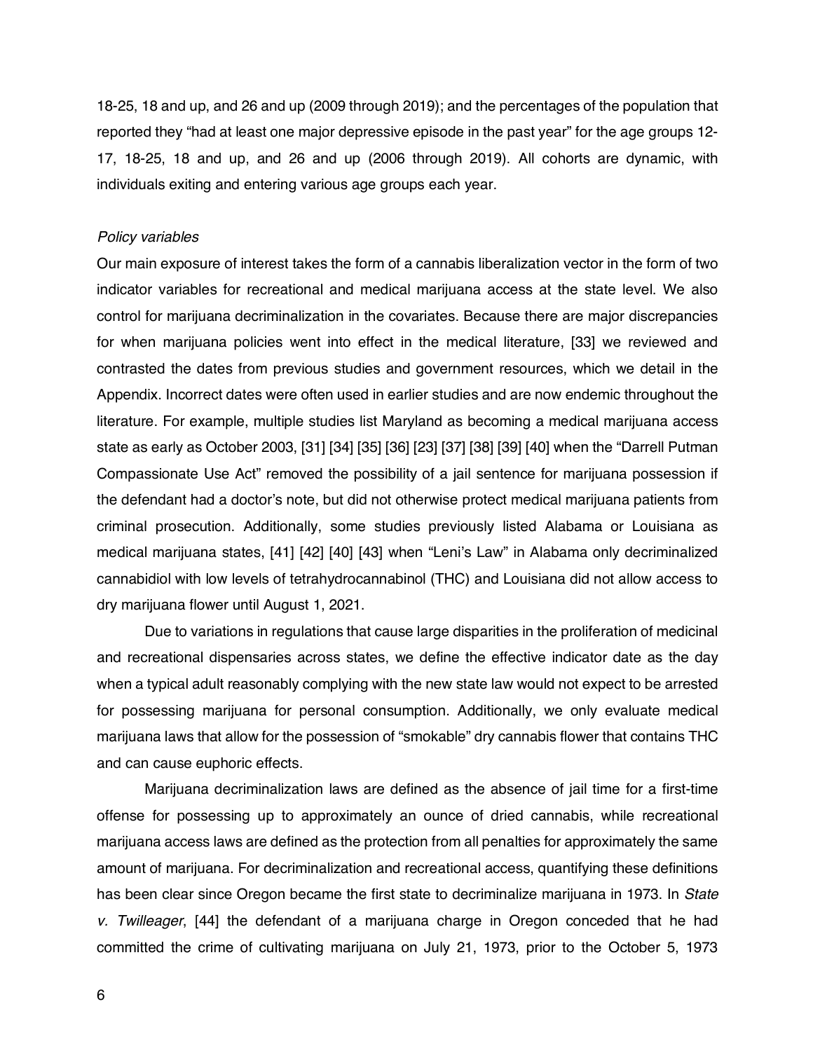18-25, 18 and up, and 26 and up (2009 through 2019); and the percentages of the population that reported they "had at least one major depressive episode in the past year" for the age groups 12-17, 18-25, 18 and up, and 26 and up (2006 through 2019). All cohorts are dynamic, with individuals exiting and entering various age groups each year.

*Policy variables*

Our main exposure of interest takes the form of a cannabis liberalization vector in the form of two indicator variables for recreational and medical marijuana access at the state level. We also control for marijuana decriminalization in the covariates. Because there are major discrepancies for when marijuana policies went into effect in the medical literature, [33] we reviewed and contrasted the dates from previous studies and government resources, which we detail in the Appendix. Incorrect dates were often used in earlier studies and are now endemic throughout the literature. For example, multiple studies list Maryland as becoming a medical marijuana access state as early as October 2003, [31] [34] [35] [36] [23] [37] [38] [39] [40] when the "Darrell Putman Compassionate Use Act" removed the possibility of a jail sentence for marijuana possession if the defendant had a doctor's note, but did not otherwise protect medical marijuana patients from criminal prosecution. Additionally, some studies previously listed Alabama or Louisiana as medical marijuana states, [41] [42] [40] [43] when "Leni's Law" in Alabama only decriminalized cannabidiol with low levels of tetrahydrocannabinol (THC) and Louisiana did not allow access to dry marijuana flower until August 1, 2021.

Due to variations in regulations that cause large disparities in the proliferation of medicinal and recreational dispensaries across states, we define the effective indicator date as the day when a typical adult reasonably complying with the new state law would not expect to be arrested for possessing marijuana for personal consumption. Additionally, we only evaluate medical marijuana laws that allow for the possession of "smokable" dry cannabis flower that contains THC and can cause euphoric effects.

Marijuana decriminalization laws are defined as the absence of jail time for a first-time offense for possessing up to approximately an ounce of dried cannabis, while recreational marijuana access laws are defined as the protection from all penalties for approximately the same amount of marijuana. For decriminalization and recreational access, quantifying these definitions has been clear since Oregon became the first state to decriminalize marijuana in 1973. In *State v. Twilleager*, [44] the defendant of a marijuana charge in Oregon conceded that he had committed the crime of cultivating marijuana on July 21, 1973, prior to the October 5, 1973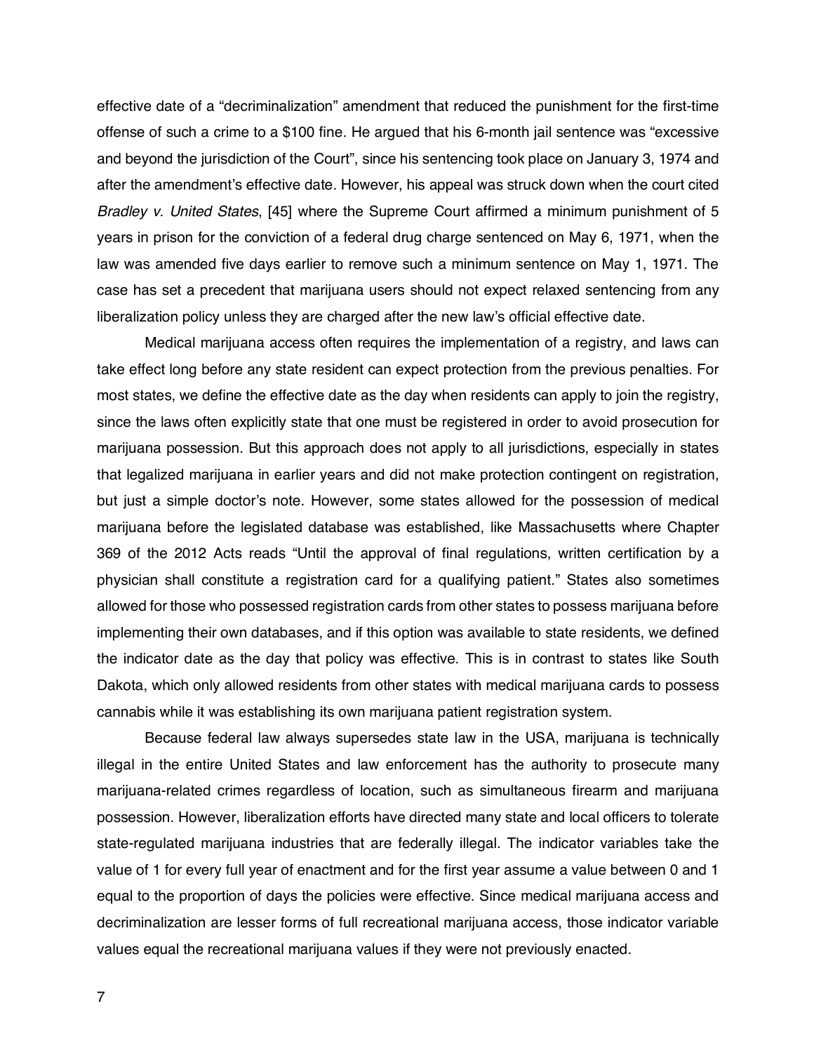effective date of a “decriminalization” amendment that reduced the punishment for the first-time offense of such a crime to a $100 fine. He argued that his 6-month jail sentence was “excessive and beyond the jurisdiction of the Court”, since his sentencing took place on January 3, 1974 and after the amendment’s effective date. However, his appeal was struck down when the court cited *Bradley v. United States*, [45] where the Supreme Court affirmed a minimum punishment of 5 years in prison for the conviction of a federal drug charge sentenced on May 6, 1971, when the law was amended five days earlier to remove such a minimum sentence on May 1, 1971. The case has set a precedent that marijuana users should not expect relaxed sentencing from any liberalization policy unless they are charged after the new law’s official effective date.

Medical marijuana access often requires the implementation of a registry, and laws can take effect long before any state resident can expect protection from the previous penalties. For most states, we define the effective date as the day when residents can apply to join the registry, since the laws often explicitly state that one must be registered in order to avoid prosecution for marijuana possession. But this approach does not apply to all jurisdictions, especially in states that legalized marijuana in earlier years and did not make protection contingent on registration, but just a simple doctor’s note. However, some states allowed for the possession of medical marijuana before the legislated database was established, like Massachusetts where Chapter 369 of the 2012 Acts reads “Until the approval of final regulations, written certification by a physician shall constitute a registration card for a qualifying patient.” States also sometimes allowed for those who possessed registration cards from other states to possess marijuana before implementing their own databases, and if this option was available to state residents, we defined the indicator date as the day that policy was effective. This is in contrast to states like South Dakota, which only allowed residents from other states with medical marijuana cards to possess cannabis while it was establishing its own marijuana patient registration system.

Because federal law always supersedes state law in the USA, marijuana is technically illegal in the entire United States and law enforcement has the authority to prosecute many marijuana-related crimes regardless of location, such as simultaneous firearm and marijuana possession. However, liberalization efforts have directed many state and local officers to tolerate state-regulated marijuana industries that are federally illegal. The indicator variables take the value of 1 for every full year of enactment and for the first year assume a value between 0 and 1 equal to the proportion of days the policies were effective. Since medical marijuana access and decriminalization are lesser forms of full recreational marijuana access, those indicator variable values equal the recreational marijuana values if they were not previously enacted.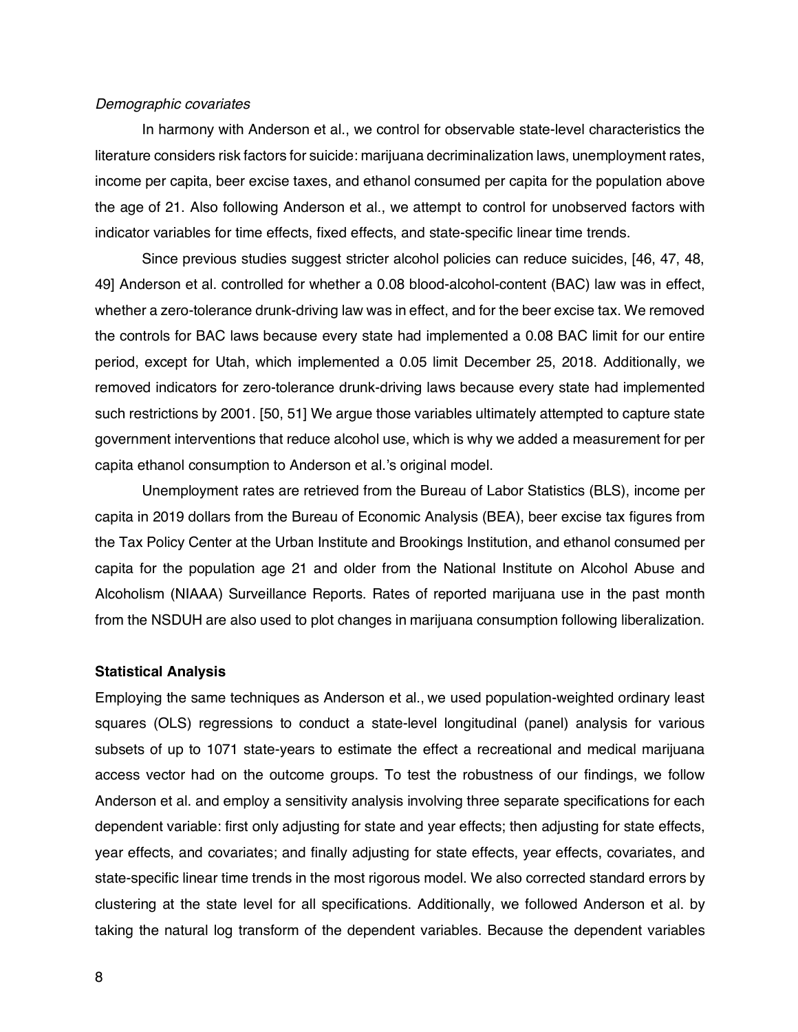*Demographic covariates*

In harmony with Anderson et al., we control for observable state-level characteristics the literature considers risk factors for suicide: marijuana decriminalization laws, unemployment rates, income per capita, beer excise taxes, and ethanol consumed per capita for the population above the age of 21. Also following Anderson et al., we attempt to control for unobserved factors with indicator variables for time effects, fixed effects, and state-specific linear time trends.

Since previous studies suggest stricter alcohol policies can reduce suicides, [46, 47, 48, 49] Anderson et al. controlled for whether a 0.08 blood-alcohol-content (BAC) law was in effect, whether a zero-tolerance drunk-driving law was in effect, and for the beer excise tax. We removed the controls for BAC laws because every state had implemented a 0.08 BAC limit for our entire period, except for Utah, which implemented a 0.05 limit December 25, 2018. Additionally, we removed indicators for zero-tolerance drunk-driving laws because every state had implemented such restrictions by 2001. [50, 51] We argue those variables ultimately attempted to capture state government interventions that reduce alcohol use, which is why we added a measurement for per capita ethanol consumption to Anderson et al.'s original model.

Unemployment rates are retrieved from the Bureau of Labor Statistics (BLS), income per capita in 2019 dollars from the Bureau of Economic Analysis (BEA), beer excise tax figures from the Tax Policy Center at the Urban Institute and Brookings Institution, and ethanol consumed per capita for the population age 21 and older from the National Institute on Alcohol Abuse and Alcoholism (NIAAA) Surveillance Reports. Rates of reported marijuana use in the past month from the NSDUH are also used to plot changes in marijuana consumption following liberalization.

**Statistical Analysis**

Employing the same techniques as Anderson et al., we used population-weighted ordinary least squares (OLS) regressions to conduct a state-level longitudinal (panel) analysis for various subsets of up to 1071 state-years to estimate the effect a recreational and medical marijuana access vector had on the outcome groups. To test the robustness of our findings, we follow Anderson et al. and employ a sensitivity analysis involving three separate specifications for each dependent variable: first only adjusting for state and year effects; then adjusting for state effects, year effects, and covariates; and finally adjusting for state effects, year effects, covariates, and state-specific linear time trends in the most rigorous model. We also corrected standard errors by clustering at the state level for all specifications. Additionally, we followed Anderson et al. by taking the natural log transform of the dependent variables. Because the dependent variables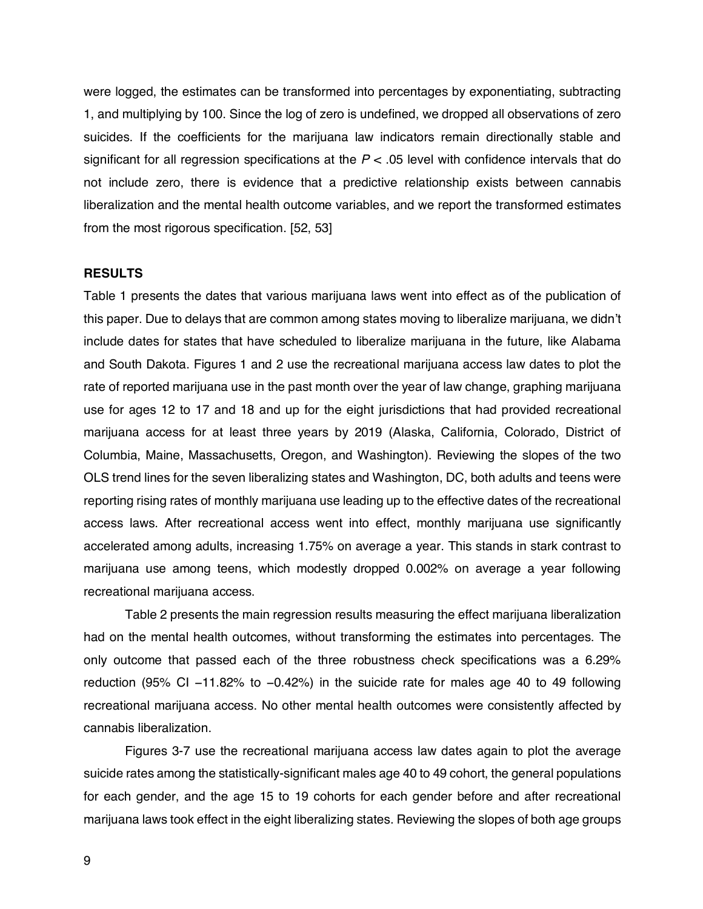were logged, the estimates can be transformed into percentages by exponentiating, subtracting 1, and multiplying by 100. Since the log of zero is undefined, we dropped all observations of zero suicides. If the coefficients for the marijuana law indicators remain directionally stable and significant for all regression specifications at the $P < .05$ level with confidence intervals that do not include zero, there is evidence that a predictive relationship exists between cannabis liberalization and the mental health outcome variables, and we report the transformed estimates from the most rigorous specification. [52, 53]

**RESULTS**

Table 1 presents the dates that various marijuana laws went into effect as of the publication of this paper. Due to delays that are common among states moving to liberalize marijuana, we didn't include dates for states that have scheduled to liberalize marijuana in the future, like Alabama and South Dakota. Figures 1 and 2 use the recreational marijuana access law dates to plot the rate of reported marijuana use in the past month over the year of law change, graphing marijuana use for ages 12 to 17 and 18 and up for the eight jurisdictions that had provided recreational marijuana access for at least three years by 2019 (Alaska, California, Colorado, District of Columbia, Maine, Massachusetts, Oregon, and Washington). Reviewing the slopes of the two OLS trend lines for the seven liberalizing states and Washington, DC, both adults and teens were reporting rising rates of monthly marijuana use leading up to the effective dates of the recreational access laws. After recreational access went into effect, monthly marijuana use significantly accelerated among adults, increasing 1.75% on average a year. This stands in stark contrast to marijuana use among teens, which modestly dropped 0.002% on average a year following recreational marijuana access.

Table 2 presents the main regression results measuring the effect marijuana liberalization had on the mental health outcomes, without transforming the estimates into percentages. The only outcome that passed each of the three robustness check specifications was a 6.29% reduction (95% CI −11.82% to −0.42%) in the suicide rate for males age 40 to 49 following recreational marijuana access. No other mental health outcomes were consistently affected by cannabis liberalization.

Figures 3-7 use the recreational marijuana access law dates again to plot the average suicide rates among the statistically-significant males age 40 to 49 cohort, the general populations for each gender, and the age 15 to 19 cohorts for each gender before and after recreational marijuana laws took effect in the eight liberalizing states. Reviewing the slopes of both age groups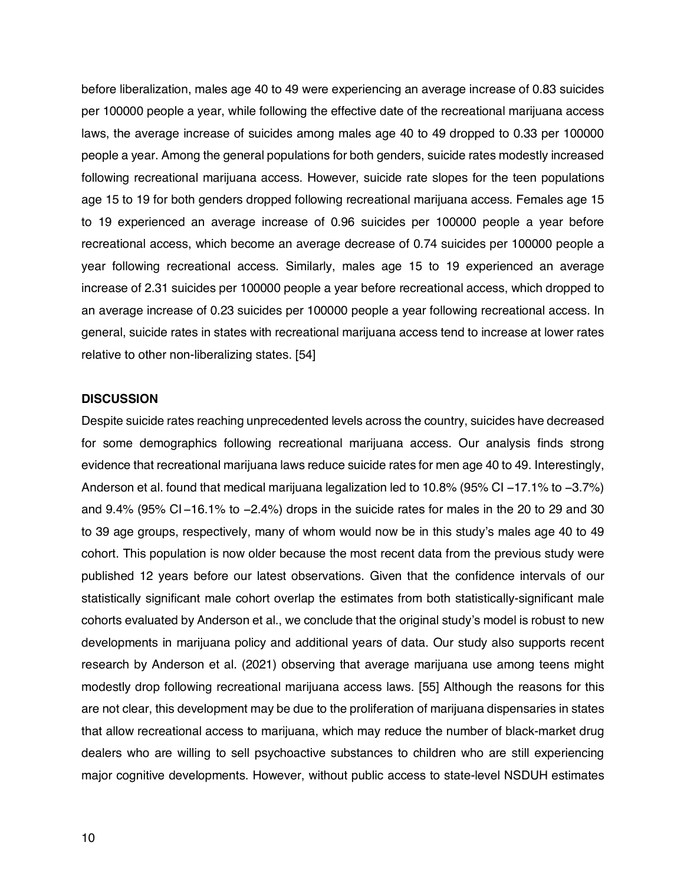before liberalization, males age 40 to 49 were experiencing an average increase of 0.83 suicides per 100000 people a year, while following the effective date of the recreational marijuana access laws, the average increase of suicides among males age 40 to 49 dropped to 0.33 per 100000 people a year. Among the general populations for both genders, suicide rates modestly increased following recreational marijuana access. However, suicide rate slopes for the teen populations age 15 to 19 for both genders dropped following recreational marijuana access. Females age 15 to 19 experienced an average increase of 0.96 suicides per 100000 people a year before recreational access, which become an average decrease of 0.74 suicides per 100000 people a year following recreational access. Similarly, males age 15 to 19 experienced an average increase of 2.31 suicides per 100000 people a year before recreational access, which dropped to an average increase of 0.23 suicides per 100000 people a year following recreational access. In general, suicide rates in states with recreational marijuana access tend to increase at lower rates relative to other non-liberalizing states. [54]

## DISCUSSION

Despite suicide rates reaching unprecedented levels across the country, suicides have decreased for some demographics following recreational marijuana access. Our analysis finds strong evidence that recreational marijuana laws reduce suicide rates for men age 40 to 49. Interestingly, Anderson et al. found that medical marijuana legalization led to 10.8% (95% CI −17.1% to −3.7%) and 9.4% (95% CI −16.1% to −2.4%) drops in the suicide rates for males in the 20 to 29 and 30 to 39 age groups, respectively, many of whom would now be in this study's males age 40 to 49 cohort. This population is now older because the most recent data from the previous study were published 12 years before our latest observations. Given that the confidence intervals of our statistically significant male cohort overlap the estimates from both statistically-significant male cohorts evaluated by Anderson et al., we conclude that the original study's model is robust to new developments in marijuana policy and additional years of data. Our study also supports recent research by Anderson et al. (2021) observing that average marijuana use among teens might modestly drop following recreational marijuana access laws. [55] Although the reasons for this are not clear, this development may be due to the proliferation of marijuana dispensaries in states that allow recreational access to marijuana, which may reduce the number of black-market drug dealers who are willing to sell psychoactive substances to children who are still experiencing major cognitive developments. However, without public access to state-level NSDUH estimates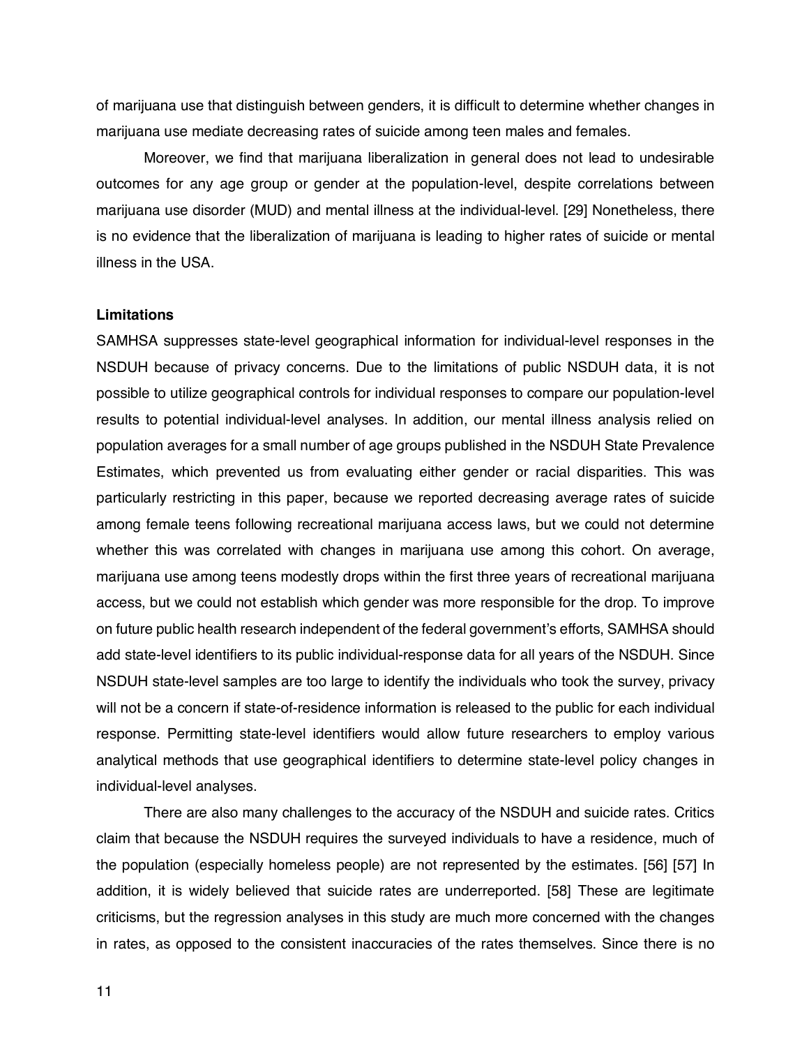of marijuana use that distinguish between genders, it is difficult to determine whether changes in marijuana use mediate decreasing rates of suicide among teen males and females.

Moreover, we find that marijuana liberalization in general does not lead to undesirable outcomes for any age group or gender at the population-level, despite correlations between marijuana use disorder (MUD) and mental illness at the individual-level. [29] Nonetheless, there is no evidence that the liberalization of marijuana is leading to higher rates of suicide or mental illness in the USA.

**Limitations**

SAMHSA suppresses state-level geographical information for individual-level responses in the NSDUH because of privacy concerns. Due to the limitations of public NSDUH data, it is not possible to utilize geographical controls for individual responses to compare our population-level results to potential individual-level analyses. In addition, our mental illness analysis relied on population averages for a small number of age groups published in the NSDUH State Prevalence Estimates, which prevented us from evaluating either gender or racial disparities. This was particularly restricting in this paper, because we reported decreasing average rates of suicide among female teens following recreational marijuana access laws, but we could not determine whether this was correlated with changes in marijuana use among this cohort. On average, marijuana use among teens modestly drops within the first three years of recreational marijuana access, but we could not establish which gender was more responsible for the drop. To improve on future public health research independent of the federal government's efforts, SAMHSA should add state-level identifiers to its public individual-response data for all years of the NSDUH. Since NSDUH state-level samples are too large to identify the individuals who took the survey, privacy will not be a concern if state-of-residence information is released to the public for each individual response. Permitting state-level identifiers would allow future researchers to employ various analytical methods that use geographical identifiers to determine state-level policy changes in individual-level analyses.

There are also many challenges to the accuracy of the NSDUH and suicide rates. Critics claim that because the NSDUH requires the surveyed individuals to have a residence, much of the population (especially homeless people) are not represented by the estimates. [56] [57] In addition, it is widely believed that suicide rates are underreported. [58] These are legitimate criticisms, but the regression analyses in this study are much more concerned with the changes in rates, as opposed to the consistent inaccuracies of the rates themselves. Since there is no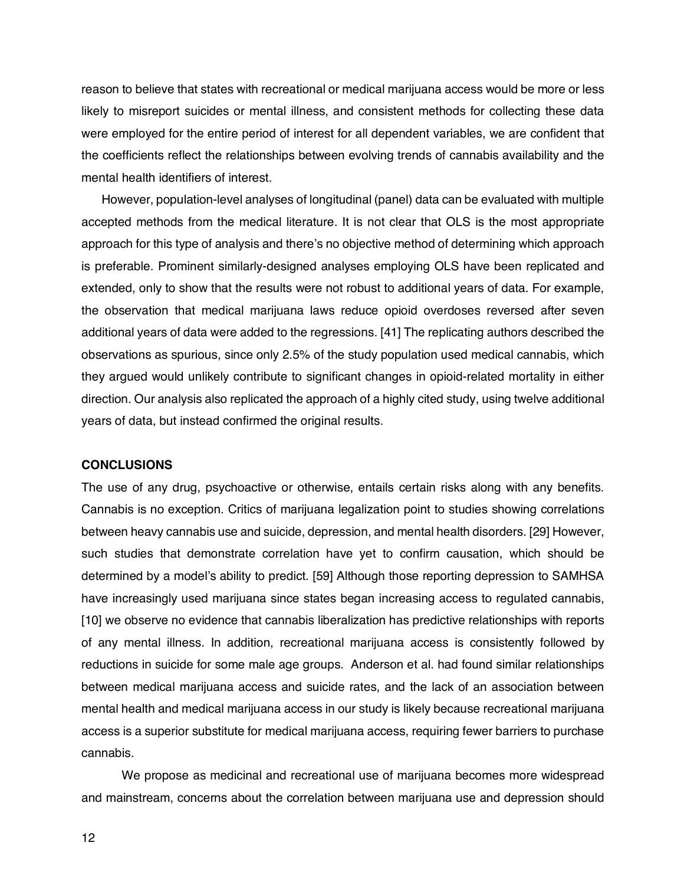reason to believe that states with recreational or medical marijuana access would be more or less likely to misreport suicides or mental illness, and consistent methods for collecting these data were employed for the entire period of interest for all dependent variables, we are confident that the coefficients reflect the relationships between evolving trends of cannabis availability and the mental health identifiers of interest.

However, population-level analyses of longitudinal (panel) data can be evaluated with multiple accepted methods from the medical literature. It is not clear that OLS is the most appropriate approach for this type of analysis and there's no objective method of determining which approach is preferable. Prominent similarly-designed analyses employing OLS have been replicated and extended, only to show that the results were not robust to additional years of data. For example, the observation that medical marijuana laws reduce opioid overdoses reversed after seven additional years of data were added to the regressions. [41] The replicating authors described the observations as spurious, since only 2.5% of the study population used medical cannabis, which they argued would unlikely contribute to significant changes in opioid-related mortality in either direction. Our analysis also replicated the approach of a highly cited study, using twelve additional years of data, but instead confirmed the original results.

## CONCLUSIONS

The use of any drug, psychoactive or otherwise, entails certain risks along with any benefits. Cannabis is no exception. Critics of marijuana legalization point to studies showing correlations between heavy cannabis use and suicide, depression, and mental health disorders. [29] However, such studies that demonstrate correlation have yet to confirm causation, which should be determined by a model's ability to predict. [59] Although those reporting depression to SAMHSA have increasingly used marijuana since states began increasing access to regulated cannabis, [10] we observe no evidence that cannabis liberalization has predictive relationships with reports of any mental illness. In addition, recreational marijuana access is consistently followed by reductions in suicide for some male age groups. Anderson et al. had found similar relationships between medical marijuana access and suicide rates, and the lack of an association between mental health and medical marijuana access in our study is likely because recreational marijuana access is a superior substitute for medical marijuana access, requiring fewer barriers to purchase cannabis.

We propose as medicinal and recreational use of marijuana becomes more widespread and mainstream, concerns about the correlation between marijuana use and depression should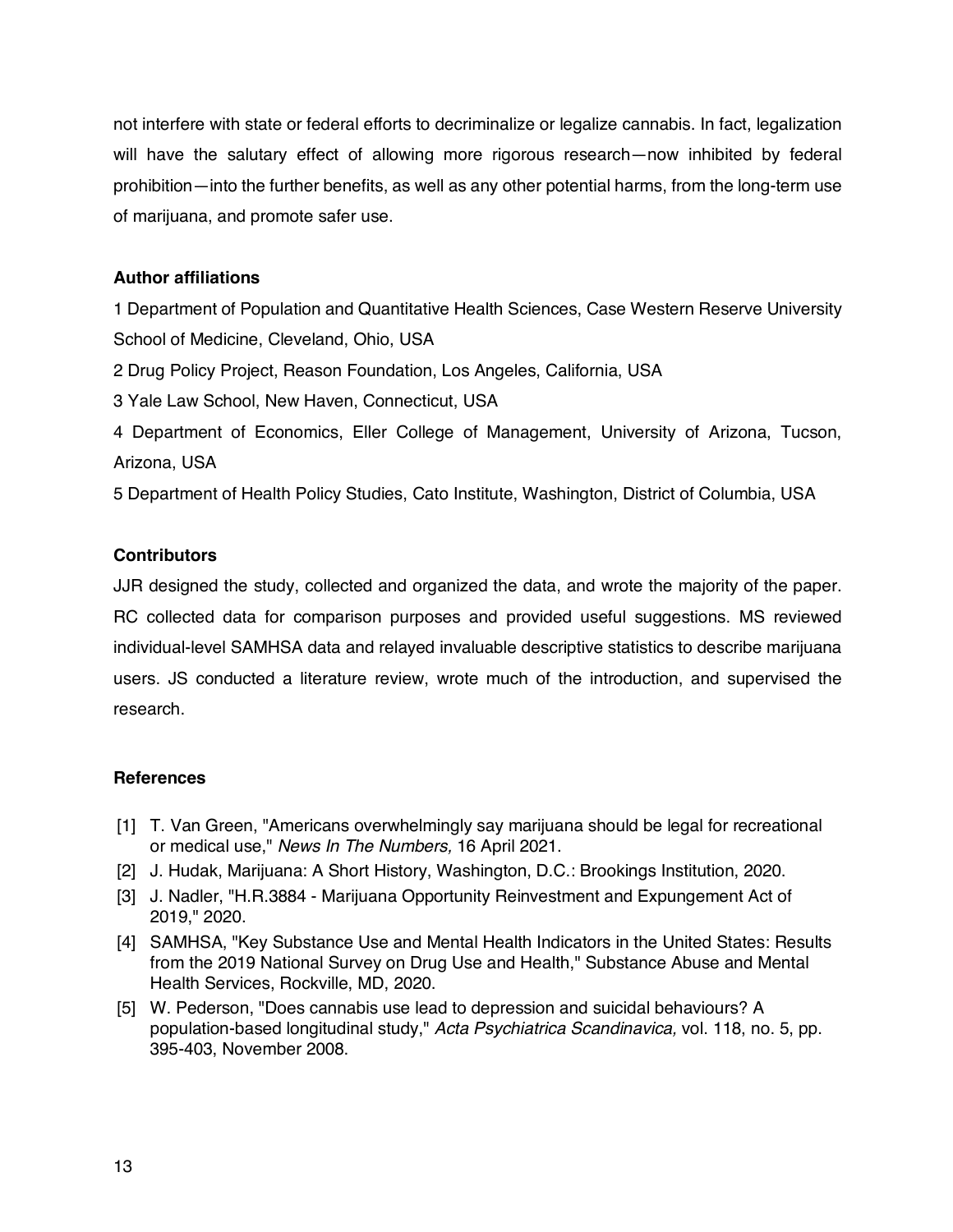not interfere with state or federal efforts to decriminalize or legalize cannabis. In fact, legalization will have the salutary effect of allowing more rigorous research—now inhibited by federal prohibition—into the further benefits, as well as any other potential harms, from the long-term use of marijuana, and promote safer use.

**Author affiliations**

1 Department of Population and Quantitative Health Sciences, Case Western Reserve University School of Medicine, Cleveland, Ohio, USA

2 Drug Policy Project, Reason Foundation, Los Angeles, California, USA

3 Yale Law School, New Haven, Connecticut, USA

4 Department of Economics, Eller College of Management, University of Arizona, Tucson, Arizona, USA

5 Department of Health Policy Studies, Cato Institute, Washington, District of Columbia, USA

**Contributors**

JJR designed the study, collected and organized the data, and wrote the majority of the paper. RC collected data for comparison purposes and provided useful suggestions. MS reviewed individual-level SAMHSA data and relayed invaluable descriptive statistics to describe marijuana users. JS conducted a literature review, wrote much of the introduction, and supervised the research.

**References**

[1] T. Van Green, "Americans overwhelmingly say marijuana should be legal for recreational or medical use," *News In The Numbers,* 16 April 2021.

[2] J. Hudak, Marijuana: A Short History, Washington, D.C.: Brookings Institution, 2020.

[3] J. Nadler, "H.R.3884 - Marijuana Opportunity Reinvestment and Expungement Act of 2019," 2020.

[4] SAMHSA, "Key Substance Use and Mental Health Indicators in the United States: Results from the 2019 National Survey on Drug Use and Health," Substance Abuse and Mental Health Services, Rockville, MD, 2020.

[5] W. Pederson, "Does cannabis use lead to depression and suicidal behaviours? A population-based longitudinal study," *Acta Psychiatrica Scandinavica,* vol. 118, no. 5, pp. 395-403, November 2008.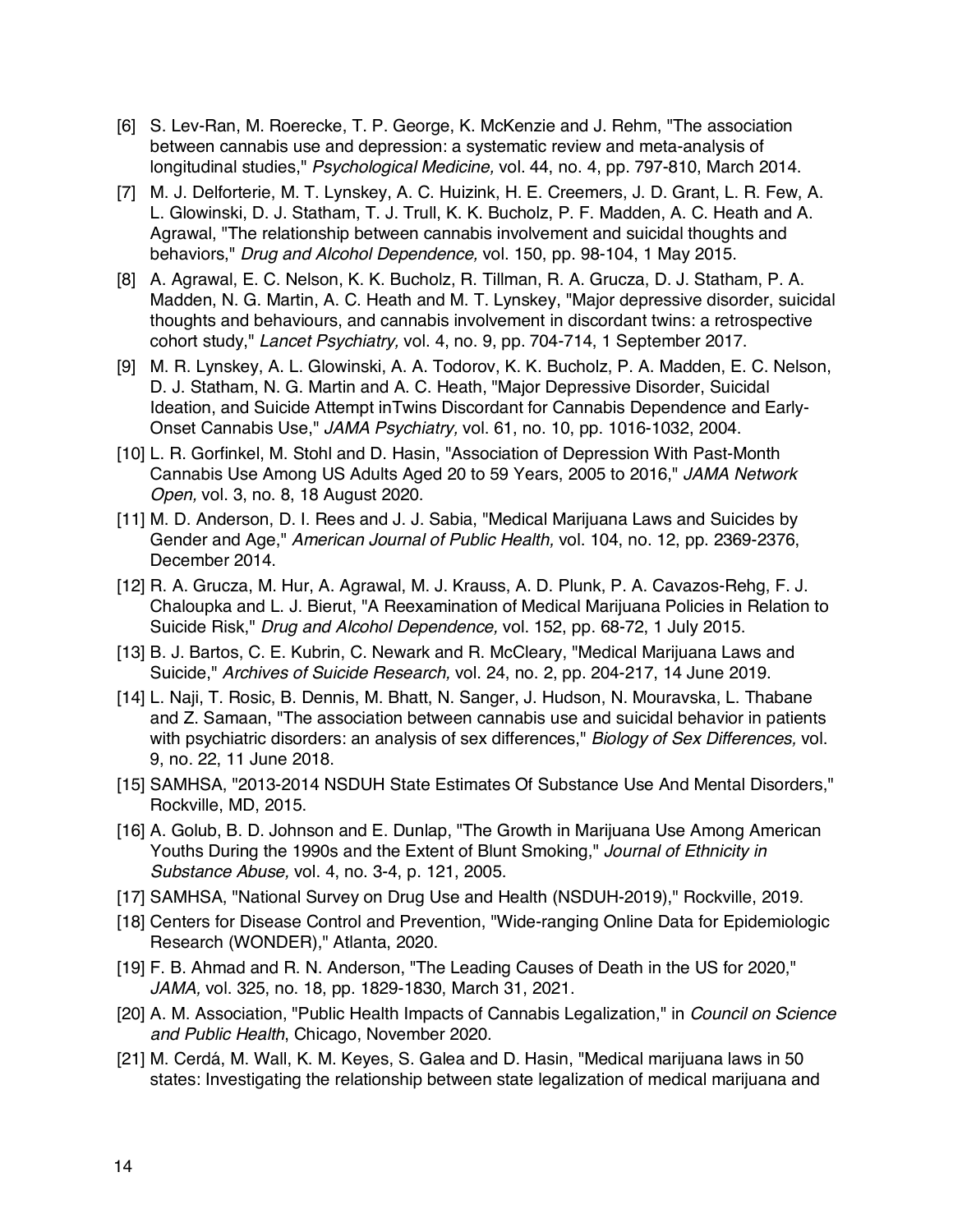[6] S. Lev-Ran, M. Roerecke, T. P. George, K. McKenzie and J. Rehm, "The association between cannabis use and depression: a systematic review and meta-analysis of longitudinal studies," *Psychological Medicine,* vol. 44, no. 4, pp. 797-810, March 2014.

[7] M. J. Delforterie, M. T. Lynskey, A. C. Huizink, H. E. Creemers, J. D. Grant, L. R. Few, A. L. Glowinski, D. J. Statham, T. J. Trull, K. K. Bucholz, P. F. Madden, A. C. Heath and A. Agrawal, "The relationship between cannabis involvement and suicidal thoughts and behaviors," *Drug and Alcohol Dependence,* vol. 150, pp. 98-104, 1 May 2015.

[8] A. Agrawal, E. C. Nelson, K. K. Bucholz, R. Tillman, R. A. Grucza, D. J. Statham, P. A. Madden, N. G. Martin, A. C. Heath and M. T. Lynskey, "Major depressive disorder, suicidal thoughts and behaviours, and cannabis involvement in discordant twins: a retrospective cohort study," *Lancet Psychiatry,* vol. 4, no. 9, pp. 704-714, 1 September 2017.

[9] M. R. Lynskey, A. L. Glowinski, A. A. Todorov, K. K. Bucholz, P. A. Madden, E. C. Nelson, D. J. Statham, N. G. Martin and A. C. Heath, "Major Depressive Disorder, Suicidal Ideation, and Suicide Attempt inTwins Discordant for Cannabis Dependence and Early-Onset Cannabis Use," *JAMA Psychiatry,* vol. 61, no. 10, pp. 1016-1032, 2004.

[10] L. R. Gorfinkel, M. Stohl and D. Hasin, "Association of Depression With Past-Month Cannabis Use Among US Adults Aged 20 to 59 Years, 2005 to 2016," *JAMA Network Open,* vol. 3, no. 8, 18 August 2020.

[11] M. D. Anderson, D. I. Rees and J. J. Sabia, "Medical Marijuana Laws and Suicides by Gender and Age," *American Journal of Public Health,* vol. 104, no. 12, pp. 2369-2376, December 2014.

[12] R. A. Grucza, M. Hur, A. Agrawal, M. J. Krauss, A. D. Plunk, P. A. Cavazos-Rehg, F. J. Chaloupka and L. J. Bierut, "A Reexamination of Medical Marijuana Policies in Relation to Suicide Risk," *Drug and Alcohol Dependence,* vol. 152, pp. 68-72, 1 July 2015.

[13] B. J. Bartos, C. E. Kubrin, C. Newark and R. McCleary, "Medical Marijuana Laws and Suicide," *Archives of Suicide Research,* vol. 24, no. 2, pp. 204-217, 14 June 2019.

[14] L. Naji, T. Rosic, B. Dennis, M. Bhatt, N. Sanger, J. Hudson, N. Mouravska, L. Thabane and Z. Samaan, "The association between cannabis use and suicidal behavior in patients with psychiatric disorders: an analysis of sex differences," *Biology of Sex Differences,* vol. 9, no. 22, 11 June 2018.

[15] SAMHSA, "2013-2014 NSDUH State Estimates Of Substance Use And Mental Disorders," Rockville, MD, 2015.

[16] A. Golub, B. D. Johnson and E. Dunlap, "The Growth in Marijuana Use Among American Youths During the 1990s and the Extent of Blunt Smoking," *Journal of Ethnicity in Substance Abuse,* vol. 4, no. 3-4, p. 121, 2005.

[17] SAMHSA, "National Survey on Drug Use and Health (NSDUH-2019)," Rockville, 2019.

[18] Centers for Disease Control and Prevention, "Wide-ranging Online Data for Epidemiologic Research (WONDER)," Atlanta, 2020.

[19] F. B. Ahmad and R. N. Anderson, "The Leading Causes of Death in the US for 2020," *JAMA,* vol. 325, no. 18, pp. 1829-1830, March 31, 2021.

[20] A. M. Association, "Public Health Impacts of Cannabis Legalization," in *Council on Science and Public Health*, Chicago, November 2020.

[21] M. Cerdá, M. Wall, K. M. Keyes, S. Galea and D. Hasin, "Medical marijuana laws in 50 states: Investigating the relationship between state legalization of medical marijuana and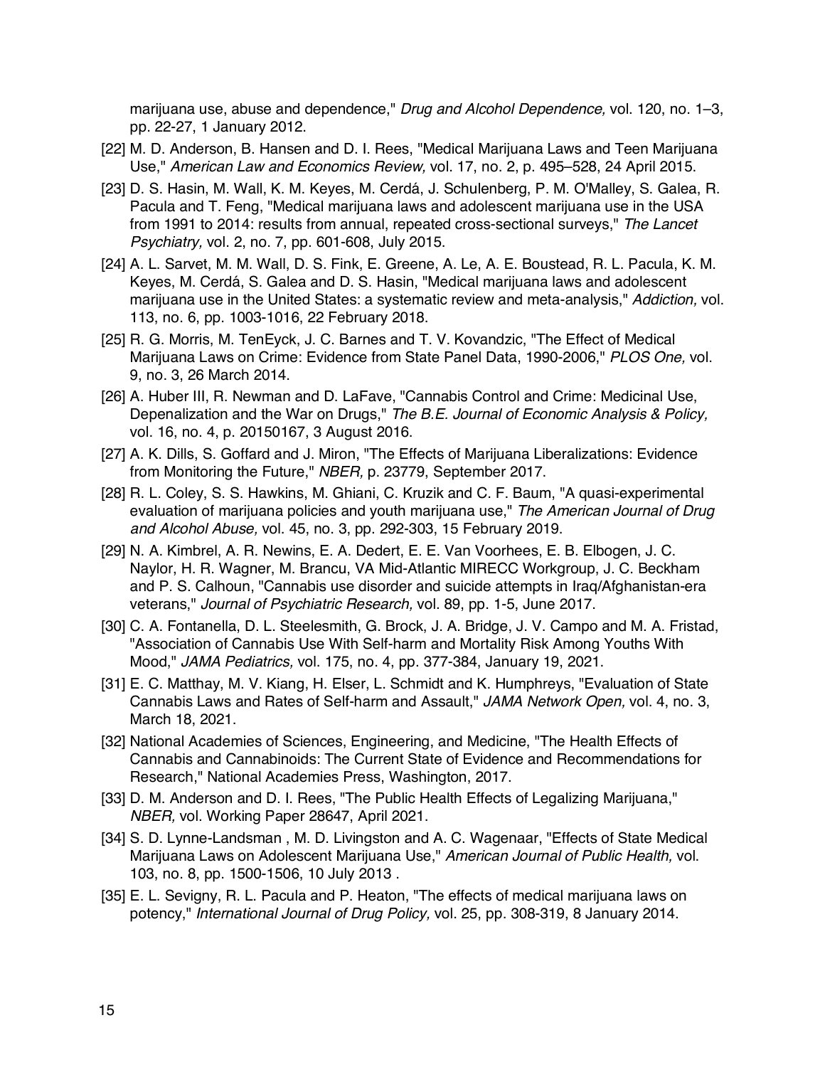marijuana use, abuse and dependence," *Drug and Alcohol Dependence,* vol. 120, no. 1–3, pp. 22-27, 1 January 2012.

[22] M. D. Anderson, B. Hansen and D. I. Rees, "Medical Marijuana Laws and Teen Marijuana Use," *American Law and Economics Review,* vol. 17, no. 2, p. 495–528, 24 April 2015.

[23] D. S. Hasin, M. Wall, K. M. Keyes, M. Cerdá, J. Schulenberg, P. M. O'Malley, S. Galea, R. Pacula and T. Feng, "Medical marijuana laws and adolescent marijuana use in the USA from 1991 to 2014: results from annual, repeated cross-sectional surveys," *The Lancet Psychiatry,* vol. 2, no. 7, pp. 601-608, July 2015.

[24] A. L. Sarvet, M. M. Wall, D. S. Fink, E. Greene, A. Le, A. E. Boustead, R. L. Pacula, K. M. Keyes, M. Cerdá, S. Galea and D. S. Hasin, "Medical marijuana laws and adolescent marijuana use in the United States: a systematic review and meta-analysis," *Addiction,* vol. 113, no. 6, pp. 1003-1016, 22 February 2018.

[25] R. G. Morris, M. TenEyck, J. C. Barnes and T. V. Kovandzic, "The Effect of Medical Marijuana Laws on Crime: Evidence from State Panel Data, 1990-2006," *PLOS One,* vol. 9, no. 3, 26 March 2014.

[26] A. Huber III, R. Newman and D. LaFave, "Cannabis Control and Crime: Medicinal Use, Depenalization and the War on Drugs," *The B.E. Journal of Economic Analysis & Policy,* vol. 16, no. 4, p. 20150167, 3 August 2016.

[27] A. K. Dills, S. Goffard and J. Miron, "The Effects of Marijuana Liberalizations: Evidence from Monitoring the Future," *NBER,* p. 23779, September 2017.

[28] R. L. Coley, S. S. Hawkins, M. Ghiani, C. Kruzik and C. F. Baum, "A quasi-experimental evaluation of marijuana policies and youth marijuana use," *The American Journal of Drug and Alcohol Abuse,* vol. 45, no. 3, pp. 292-303, 15 February 2019.

[29] N. A. Kimbrel, A. R. Newins, E. A. Dedert, E. E. Van Voorhees, E. B. Elbogen, J. C. Naylor, H. R. Wagner, M. Brancu, VA Mid-Atlantic MIRECC Workgroup, J. C. Beckham and P. S. Calhoun, "Cannabis use disorder and suicide attempts in Iraq/Afghanistan-era veterans," *Journal of Psychiatric Research,* vol. 89, pp. 1-5, June 2017.

[30] C. A. Fontanella, D. L. Steelesmith, G. Brock, J. A. Bridge, J. V. Campo and M. A. Fristad, "Association of Cannabis Use With Self-harm and Mortality Risk Among Youths With Mood," *JAMA Pediatrics,* vol. 175, no. 4, pp. 377-384, January 19, 2021.

[31] E. C. Matthay, M. V. Kiang, H. Elser, L. Schmidt and K. Humphreys, "Evaluation of State Cannabis Laws and Rates of Self-harm and Assault," *JAMA Network Open,* vol. 4, no. 3, March 18, 2021.

[32] National Academies of Sciences, Engineering, and Medicine, "The Health Effects of Cannabis and Cannabinoids: The Current State of Evidence and Recommendations for Research," National Academies Press, Washington, 2017.

[33] D. M. Anderson and D. I. Rees, "The Public Health Effects of Legalizing Marijuana," *NBER,* vol. Working Paper 28647, April 2021.

[34] S. D. Lynne-Landsman , M. D. Livingston and A. C. Wagenaar, "Effects of State Medical Marijuana Laws on Adolescent Marijuana Use," *American Journal of Public Health,* vol. 103, no. 8, pp. 1500-1506, 10 July 2013 .

[35] E. L. Sevigny, R. L. Pacula and P. Heaton, "The effects of medical marijuana laws on potency," *International Journal of Drug Policy,* vol. 25, pp. 308-319, 8 January 2014.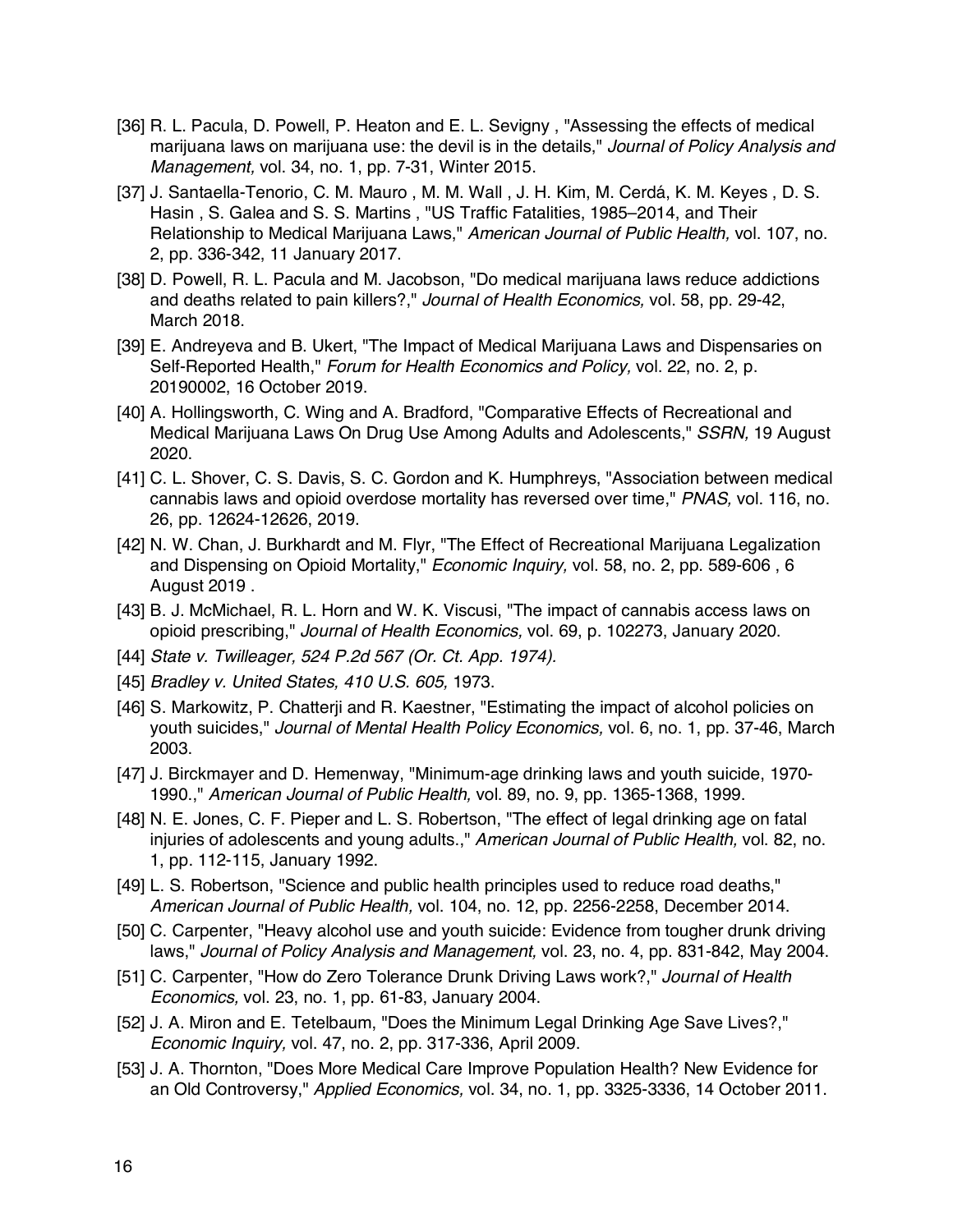[36] R. L. Pacula, D. Powell, P. Heaton and E. L. Sevigny , "Assessing the effects of medical marijuana laws on marijuana use: the devil is in the details," *Journal of Policy Analysis and Management,* vol. 34, no. 1, pp. 7-31, Winter 2015.

[37] J. Santaella-Tenorio, C. M. Mauro , M. M. Wall , J. H. Kim, M. Cerdá, K. M. Keyes , D. S. Hasin , S. Galea and S. S. Martins , "US Traffic Fatalities, 1985–2014, and Their Relationship to Medical Marijuana Laws," *American Journal of Public Health,* vol. 107, no. 2, pp. 336-342, 11 January 2017.

[38] D. Powell, R. L. Pacula and M. Jacobson, "Do medical marijuana laws reduce addictions and deaths related to pain killers?," *Journal of Health Economics,* vol. 58, pp. 29-42, March 2018.

[39] E. Andreyeva and B. Ukert, "The Impact of Medical Marijuana Laws and Dispensaries on Self-Reported Health," *Forum for Health Economics and Policy,* vol. 22, no. 2, p. 20190002, 16 October 2019.

[40] A. Hollingsworth, C. Wing and A. Bradford, "Comparative Effects of Recreational and Medical Marijuana Laws On Drug Use Among Adults and Adolescents," *SSRN,* 19 August 2020.

[41] C. L. Shover, C. S. Davis, S. C. Gordon and K. Humphreys, "Association between medical cannabis laws and opioid overdose mortality has reversed over time," *PNAS,* vol. 116, no. 26, pp. 12624-12626, 2019.

[42] N. W. Chan, J. Burkhardt and M. Flyr, "The Effect of Recreational Marijuana Legalization and Dispensing on Opioid Mortality," *Economic Inquiry,* vol. 58, no. 2, pp. 589-606 , 6 August 2019 .

[43] B. J. McMichael, R. L. Horn and W. K. Viscusi, "The impact of cannabis access laws on opioid prescribing," *Journal of Health Economics,* vol. 69, p. 102273, January 2020.

[44] *State v. Twilleager, 524 P.2d 567 (Or. Ct. App. 1974).*

[45] *Bradley v. United States, 410 U.S. 605,* 1973.

[46] S. Markowitz, P. Chatterji and R. Kaestner, "Estimating the impact of alcohol policies on youth suicides," *Journal of Mental Health Policy Economics,* vol. 6, no. 1, pp. 37-46, March 2003.

[47] J. Birckmayer and D. Hemenway, "Minimum-age drinking laws and youth suicide, 1970-1990.," *American Journal of Public Health,* vol. 89, no. 9, pp. 1365-1368, 1999.

[48] N. E. Jones, C. F. Pieper and L. S. Robertson, "The effect of legal drinking age on fatal injuries of adolescents and young adults.," *American Journal of Public Health,* vol. 82, no. 1, pp. 112-115, January 1992.

[49] L. S. Robertson, "Science and public health principles used to reduce road deaths," *American Journal of Public Health,* vol. 104, no. 12, pp. 2256-2258, December 2014.

[50] C. Carpenter, "Heavy alcohol use and youth suicide: Evidence from tougher drunk driving laws," *Journal of Policy Analysis and Management,* vol. 23, no. 4, pp. 831-842, May 2004.

[51] C. Carpenter, "How do Zero Tolerance Drunk Driving Laws work?," *Journal of Health Economics,* vol. 23, no. 1, pp. 61-83, January 2004.

[52] J. A. Miron and E. Tetelbaum, "Does the Minimum Legal Drinking Age Save Lives?," *Economic Inquiry,* vol. 47, no. 2, pp. 317-336, April 2009.

[53] J. A. Thornton, "Does More Medical Care Improve Population Health? New Evidence for an Old Controversy," *Applied Economics,* vol. 34, no. 1, pp. 3325-3336, 14 October 2011.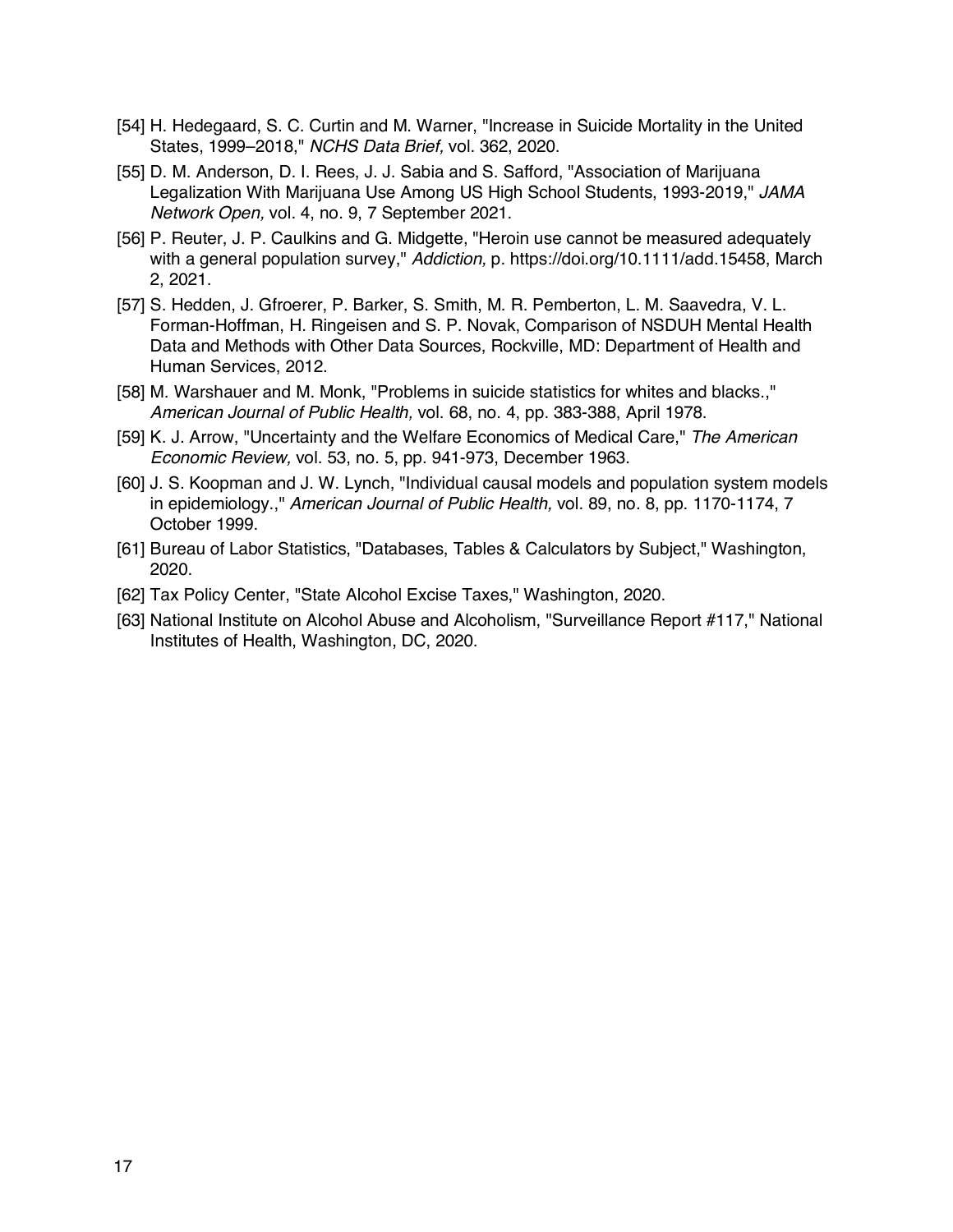[54] H. Hedegaard, S. C. Curtin and M. Warner, "Increase in Suicide Mortality in the United States, 1999–2018," *NCHS Data Brief,* vol. 362, 2020.

[55] D. M. Anderson, D. I. Rees, J. J. Sabia and S. Safford, "Association of Marijuana Legalization With Marijuana Use Among US High School Students, 1993-2019," *JAMA Network Open,* vol. 4, no. 9, 7 September 2021.

[56] P. Reuter, J. P. Caulkins and G. Midgette, "Heroin use cannot be measured adequately with a general population survey," *Addiction,* p. https://doi.org/10.1111/add.15458, March 2, 2021.

[57] S. Hedden, J. Gfroerer, P. Barker, S. Smith, M. R. Pemberton, L. M. Saavedra, V. L. Forman-Hoffman, H. Ringeisen and S. P. Novak, Comparison of NSDUH Mental Health Data and Methods with Other Data Sources, Rockville, MD: Department of Health and Human Services, 2012.

[58] M. Warshauer and M. Monk, "Problems in suicide statistics for whites and blacks.," *American Journal of Public Health,* vol. 68, no. 4, pp. 383-388, April 1978.

[59] K. J. Arrow, "Uncertainty and the Welfare Economics of Medical Care," *The American Economic Review,* vol. 53, no. 5, pp. 941-973, December 1963.

[60] J. S. Koopman and J. W. Lynch, "Individual causal models and population system models in epidemiology.," *American Journal of Public Health,* vol. 89, no. 8, pp. 1170-1174, 7 October 1999.

[61] Bureau of Labor Statistics, "Databases, Tables & Calculators by Subject," Washington, 2020.

[62] Tax Policy Center, "State Alcohol Excise Taxes," Washington, 2020.

[63] National Institute on Alcohol Abuse and Alcoholism, "Surveillance Report #117," National Institutes of Health, Washington, DC, 2020.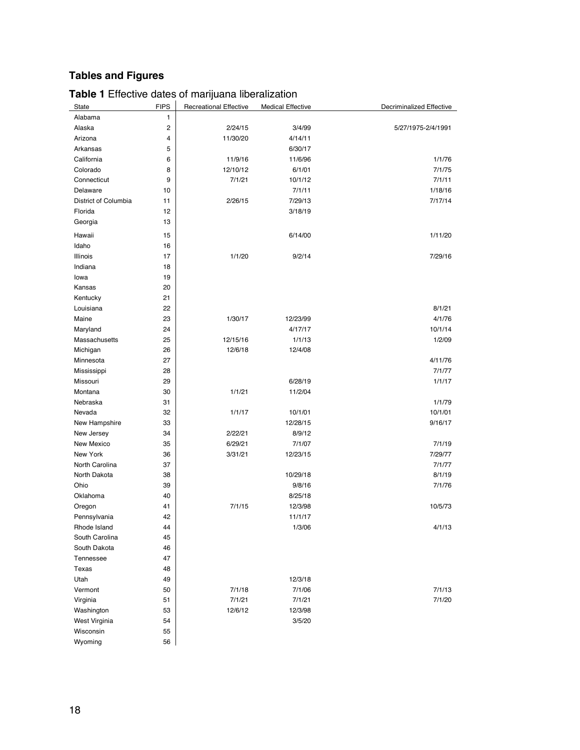## Tables and Figures

**Table 1** Effective dates of marijuana liberalization

| State | FIPS | Recreational Effective | Medical Effective | Decriminalized Effective |
|---|---|---|---|---|
| Alabama | 1 | | | |
| Alaska | 2 | 2/24/15 | 3/4/99 | 5/27/1975-2/4/1991 |
| Arizona | 4 | 11/30/20 | 4/14/11 | |
| Arkansas | 5 | | 6/30/17 | |
| California | 6 | 11/9/16 | 11/6/96 | 1/1/76 |
| Colorado | 8 | 12/10/12 | 6/1/01 | 7/1/75 |
| Connecticut | 9 | 7/1/21 | 10/1/12 | 7/1/11 |
| Delaware | 10 | | 7/1/11 | 1/18/16 |
| District of Columbia | 11 | 2/26/15 | 7/29/13 | 7/17/14 |
| Florida | 12 | | 3/18/19 | |
| Georgia | 13 | | | |
| Hawaii | 15 | | 6/14/00 | 1/11/20 |
| Idaho | 16 | | | |
| Illinois | 17 | 1/1/20 | 9/2/14 | 7/29/16 |
| Indiana | 18 | | | |
| Iowa | 19 | | | |
| Kansas | 20 | | | |
| Kentucky | 21 | | | |
| Louisiana | 22 | | | 8/1/21 |
| Maine | 23 | 1/30/17 | 12/23/99 | 4/1/76 |
| Maryland | 24 | | 4/17/17 | 10/1/14 |
| Massachusetts | 25 | 12/15/16 | 1/1/13 | 1/2/09 |
| Michigan | 26 | 12/6/18 | 12/4/08 | |
| Minnesota | 27 | | | 4/11/76 |
| Mississippi | 28 | | | 7/1/77 |
| Missouri | 29 | | 6/28/19 | 1/1/17 |
| Montana | 30 | 1/1/21 | 11/2/04 | |
| Nebraska | 31 | | | 1/1/79 |
| Nevada | 32 | 1/1/17 | 10/1/01 | 10/1/01 |
| New Hampshire | 33 | | 12/28/15 | 9/16/17 |
| New Jersey | 34 | 2/22/21 | 8/9/12 | |
| New Mexico | 35 | 6/29/21 | 7/1/07 | 7/1/19 |
| New York | 36 | 3/31/21 | 12/23/15 | 7/29/77 |
| North Carolina | 37 | | | 7/1/77 |
| North Dakota | 38 | | 10/29/18 | 8/1/19 |
| Ohio | 39 | | 9/8/16 | 7/1/76 |
| Oklahoma | 40 | | 8/25/18 | |
| Oregon | 41 | 7/1/15 | 12/3/98 | 10/5/73 |
| Pennsylvania | 42 | | 11/1/17 | |
| Rhode Island | 44 | | 1/3/06 | 4/1/13 |
| South Carolina | 45 | | | |
| South Dakota | 46 | | | |
| Tennessee | 47 | | | |
| Texas | 48 | | | |
| Utah | 49 | | 12/3/18 | |
| Vermont | 50 | 7/1/18 | 7/1/06 | 7/1/13 |
| Virginia | 51 | 7/1/21 | 7/1/21 | 7/1/20 |
| Washington | 53 | 12/6/12 | 12/3/98 | |
| West Virginia | 54 | | 3/5/20 | |
| Wisconsin | 55 | | | |
| Wyoming | 56 | | | |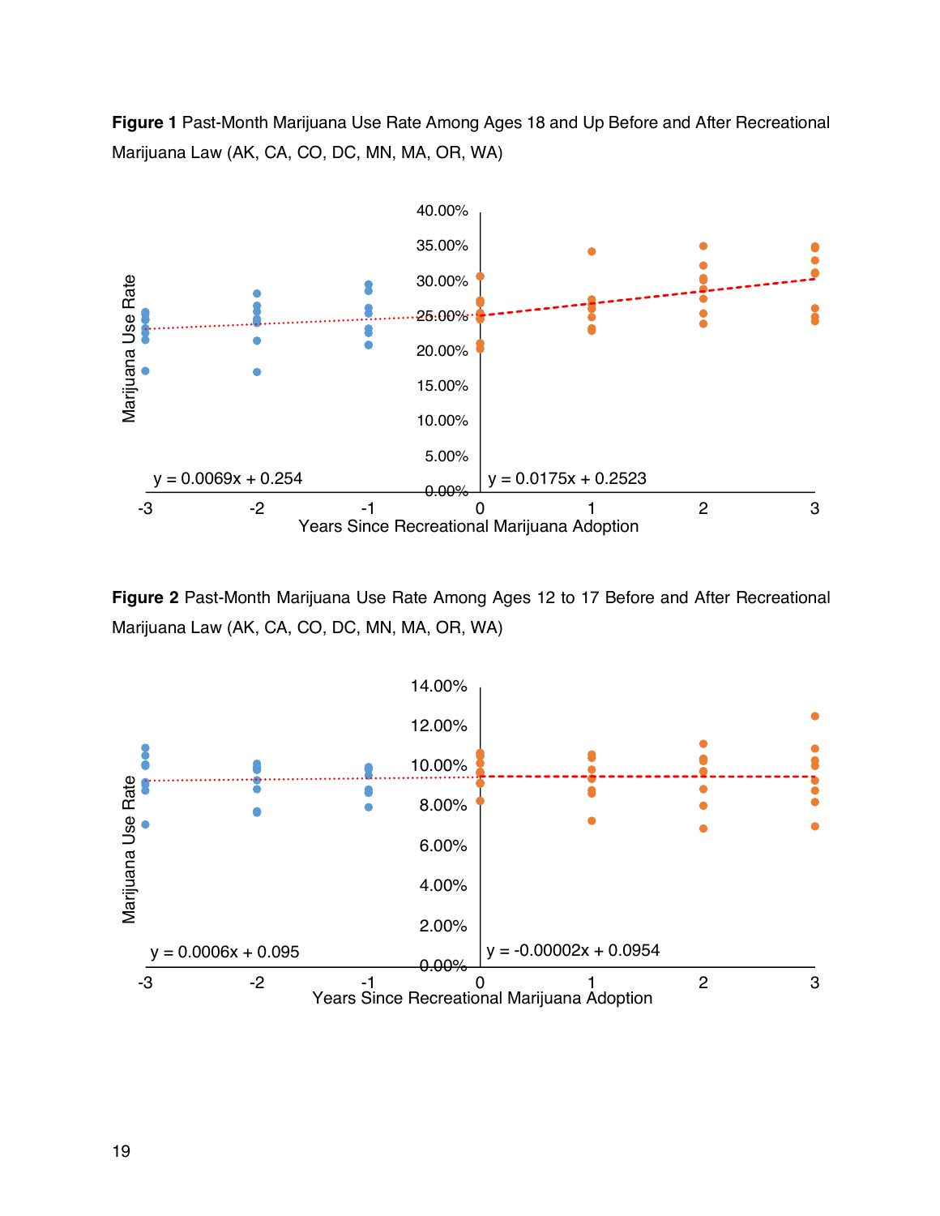**Figure 1** Past-Month Marijuana Use Rate Among Ages 18 and Up Before and After Recreational Marijuana Law (AK, CA, CO, DC, MN, MA, OR, WA)

**Figure 2** Past-Month Marijuana Use Rate Among Ages 12 to 17 Before and After Recreational Marijuana Law (AK, CA, CO, DC, MN, MA, OR, WA)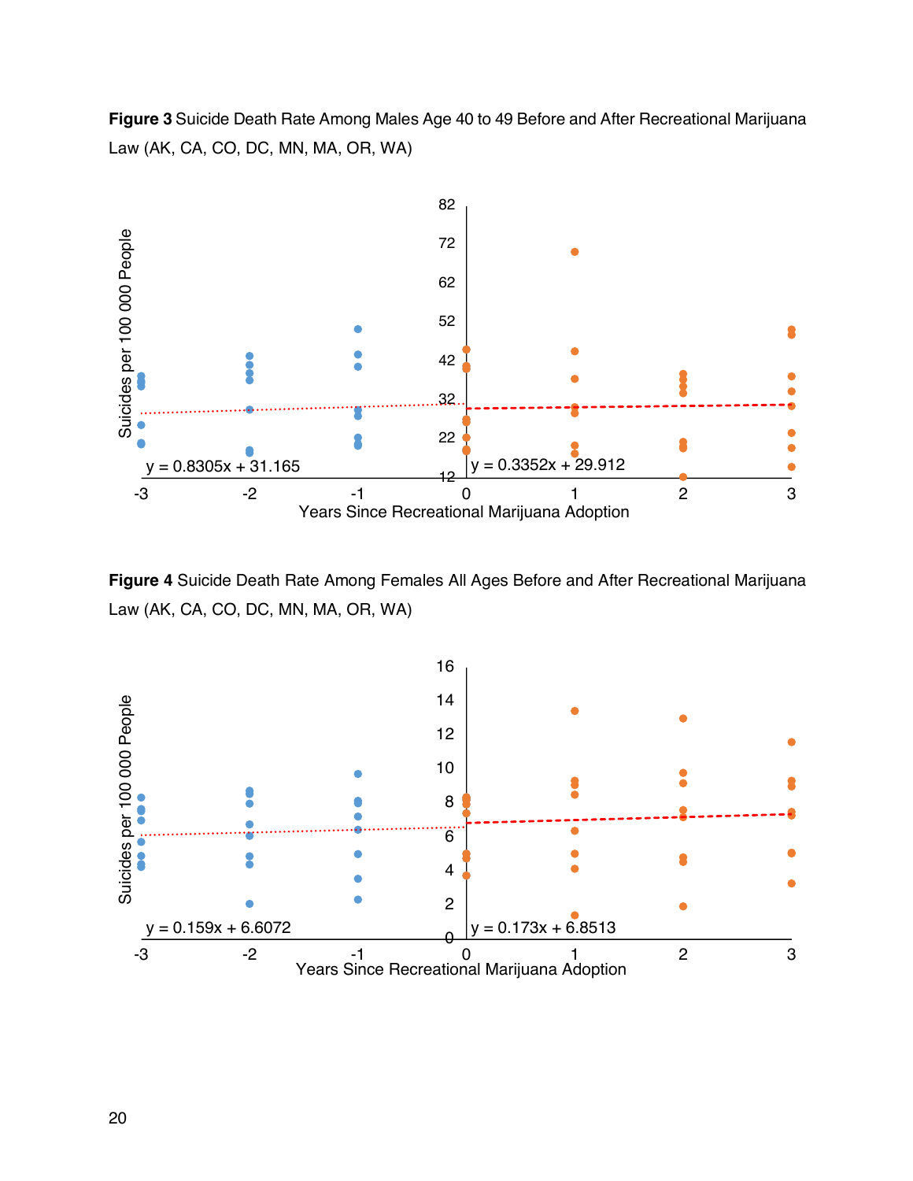**Figure 3** Suicide Death Rate Among Males Age 40 to 49 Before and After Recreational Marijuana Law (AK, CA, CO, DC, MN, MA, OR, WA)

**Figure 4** Suicide Death Rate Among Females All Ages Before and After Recreational Marijuana Law (AK, CA, CO, DC, MN, MA, OR, WA)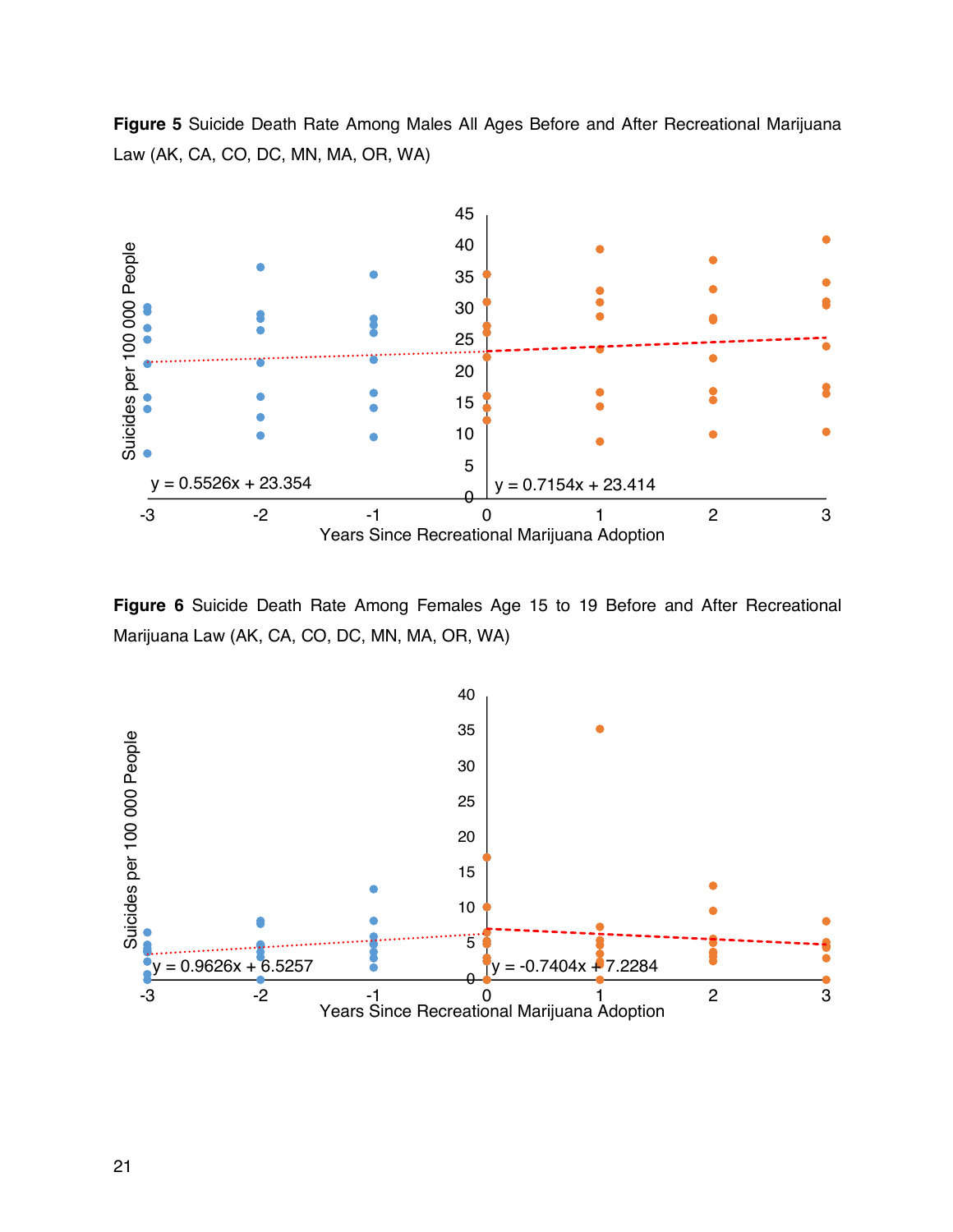**Figure 5** Suicide Death Rate Among Males All Ages Before and After Recreational Marijuana Law (AK, CA, CO, DC, MN, MA, OR, WA)

**Figure 6** Suicide Death Rate Among Females Age 15 to 19 Before and After Recreational Marijuana Law (AK, CA, CO, DC, MN, MA, OR, WA)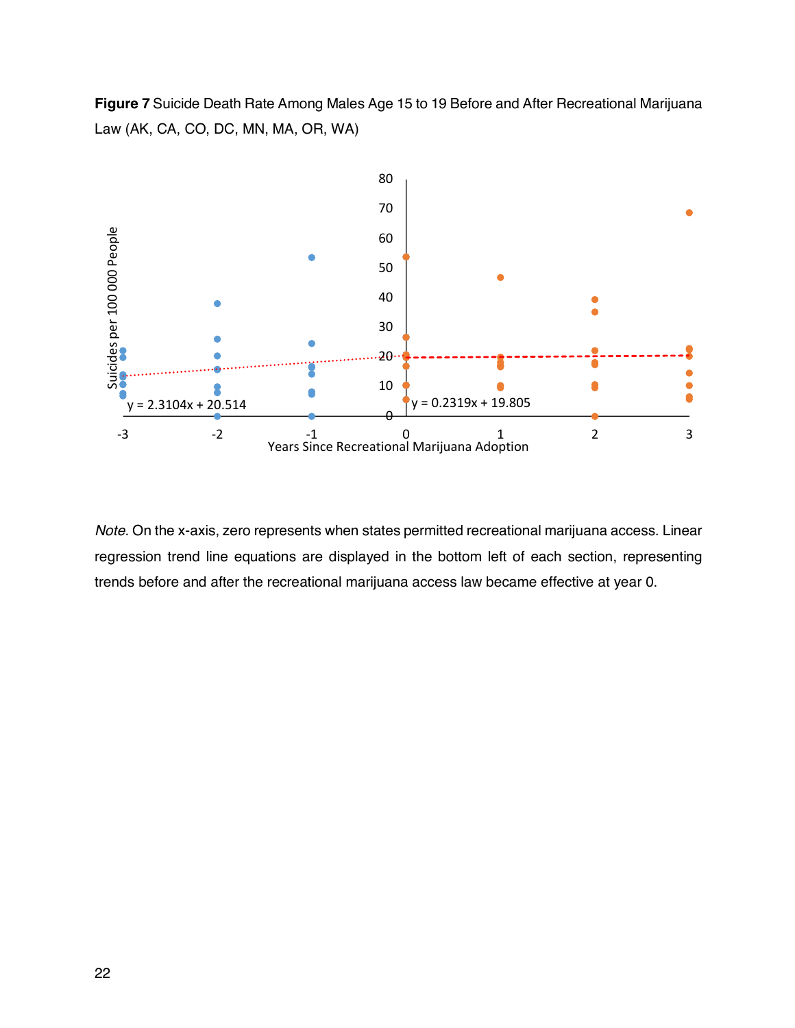**Figure 7** Suicide Death Rate Among Males Age 15 to 19 Before and After Recreational Marijuana Law (AK, CA, CO, DC, MN, MA, OR, WA)

*Note*. On the x-axis, zero represents when states permitted recreational marijuana access. Linear regression trend line equations are displayed in the bottom left of each section, representing trends before and after the recreational marijuana access law became effective at year 0.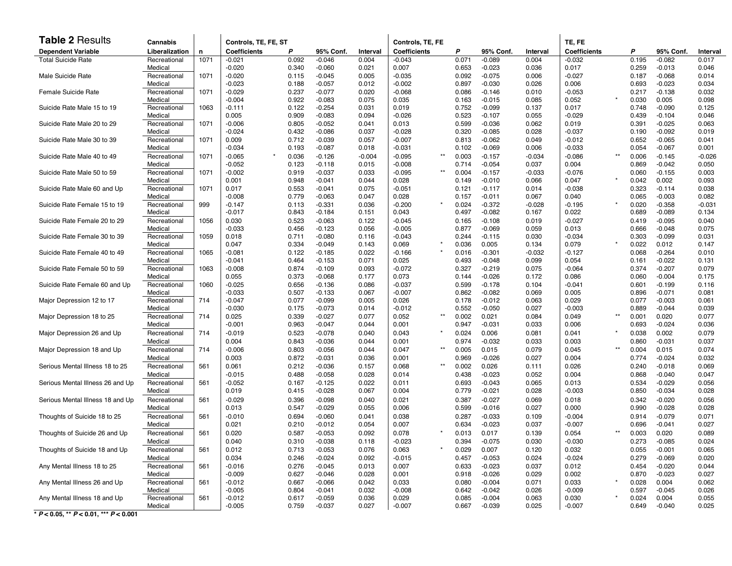**Table 2** Results

| Dependent Variable | Cannabis Liberalization | n | Controls, TE, FE, ST Coefficients | | P | 95% Conf. | Interval | Controls, TE, FE Coefficients | | P | 95% Conf. | Interval | TE, FE Coefficients | | P | 95% Conf. | Interval |
|---|---|---|---|---|---|---|---|---|---|---|---|---|---|---|---|---|---|
| Total Suicide Rate | Recreational | 1071 | -0.021 | | 0.092 | -0.046 | 0.004 | -0.043 | | 0.071 | -0.089 | 0.004 | -0.032 | | 0.195 | -0.082 | 0.017 |
| | Medical | | -0.020 | | 0.340 | -0.060 | 0.021 | 0.007 | | 0.653 | -0.023 | 0.036 | 0.017 | | 0.259 | -0.013 | 0.046 |
| Male Suicide Rate | Recreational | 1071 | -0.020 | | 0.115 | -0.045 | 0.005 | -0.035 | | 0.092 | -0.075 | 0.006 | -0.027 | | 0.187 | -0.068 | 0.014 |
| | Medical | | -0.023 | | 0.188 | -0.057 | 0.012 | -0.002 | | 0.897 | -0.030 | 0.026 | 0.006 | | 0.693 | -0.023 | 0.034 |
| Female Suicide Rate | Recreational | 1071 | -0.029 | | 0.237 | -0.077 | 0.020 | -0.068 | | 0.086 | -0.146 | 0.010 | -0.053 | | 0.217 | -0.138 | 0.032 |
| | Medical | | -0.004 | | 0.922 | -0.083 | 0.075 | 0.035 | | 0.163 | -0.015 | 0.085 | 0.052 | * | 0.030 | 0.005 | 0.098 |
| Suicide Rate Male 15 to 19 | Recreational | 1063 | -0.111 | | 0.122 | -0.254 | 0.031 | 0.019 | | 0.752 | -0.099 | 0.137 | 0.017 | | 0.748 | -0.090 | 0.125 |
| | Medical | | 0.005 | | 0.909 | -0.083 | 0.094 | -0.026 | | 0.523 | -0.107 | 0.055 | -0.029 | | 0.439 | -0.104 | 0.046 |
| Suicide Rate Male 20 to 29 | Recreational | 1071 | -0.006 | | 0.805 | -0.052 | 0.041 | 0.013 | | 0.599 | -0.036 | 0.062 | 0.019 | | 0.391 | -0.025 | 0.063 |
| | Medical | | -0.024 | | 0.432 | -0.086 | 0.037 | -0.028 | | 0.320 | -0.085 | 0.028 | -0.037 | | 0.190 | -0.092 | 0.019 |
| Suicide Rate Male 30 to 39 | Recreational | 1071 | 0.009 | | 0.712 | -0.039 | 0.057 | -0.007 | | 0.813 | -0.062 | 0.049 | -0.012 | | 0.652 | -0.065 | 0.041 |
| | Medical | | -0.034 | | 0.193 | -0.087 | 0.018 | -0.031 | | 0.102 | -0.069 | 0.006 | -0.033 | | 0.054 | -0.067 | 0.001 |
| Suicide Rate Male 40 to 49 | Recreational | 1071 | -0.065 | * | 0.036 | -0.126 | -0.004 | -0.095 | ** | 0.003 | -0.157 | -0.034 | -0.086 | ** | 0.006 | -0.145 | -0.026 |
| | Medical | | -0.052 | | 0.123 | -0.118 | 0.015 | -0.008 | | 0.714 | -0.054 | 0.037 | 0.004 | | 0.869 | -0.042 | 0.050 |
| Suicide Rate Male 50 to 59 | Recreational | 1071 | -0.002 | | 0.919 | -0.037 | 0.033 | -0.095 | ** | 0.004 | -0.157 | -0.033 | -0.076 | | 0.060 | -0.155 | 0.003 |
| | Medical | | 0.001 | | 0.948 | -0.041 | 0.044 | 0.028 | | 0.149 | -0.010 | 0.066 | 0.047 | * | 0.042 | 0.002 | 0.093 |
| Suicide Rate Male 60 and Up | Recreational | 1071 | 0.017 | | 0.553 | -0.041 | 0.075 | -0.051 | | 0.121 | -0.117 | 0.014 | -0.038 | | 0.323 | -0.114 | 0.038 |
| | Medical | | -0.008 | | 0.779 | -0.063 | 0.047 | 0.028 | | 0.157 | -0.011 | 0.067 | 0.040 | | 0.065 | -0.003 | 0.082 |
| Suicide Rate Female 15 to 19 | Recreational | 999 | -0.147 | | 0.113 | -0.331 | 0.036 | -0.200 | * | 0.024 | -0.372 | -0.028 | -0.195 | * | 0.020 | -0.358 | -0.031 |
| | Medical | | -0.017 | | 0.843 | -0.184 | 0.151 | 0.043 | | 0.497 | -0.082 | 0.167 | 0.022 | | 0.689 | -0.089 | 0.134 |
| Suicide Rate Female 20 to 29 | Recreational | 1056 | 0.030 | | 0.523 | -0.063 | 0.122 | -0.045 | | 0.165 | -0.108 | 0.019 | -0.027 | | 0.419 | -0.095 | 0.040 |
| | Medical | | -0.033 | | 0.456 | -0.123 | 0.056 | -0.005 | | 0.877 | -0.069 | 0.059 | 0.013 | | 0.666 | -0.048 | 0.075 |
| Suicide Rate Female 30 to 39 | Recreational | 1059 | 0.018 | | 0.711 | -0.080 | 0.116 | -0.043 | | 0.244 | -0.115 | 0.030 | -0.034 | | 0.303 | -0.099 | 0.031 |
| | Medical | | 0.047 | | 0.334 | -0.049 | 0.143 | 0.069 | * | 0.036 | 0.005 | 0.134 | 0.079 | * | 0.022 | 0.012 | 0.147 |
| Suicide Rate Female 40 to 49 | Recreational | 1065 | -0.081 | | 0.122 | -0.185 | 0.022 | -0.166 | * | 0.016 | -0.301 | -0.032 | -0.127 | | 0.068 | -0.264 | 0.010 |
| | Medical | | -0.041 | | 0.464 | -0.153 | 0.071 | 0.025 | | 0.493 | -0.048 | 0.099 | 0.054 | | 0.161 | -0.022 | 0.131 |
| Suicide Rate Female 50 to 59 | Recreational | 1063 | -0.008 | | 0.874 | -0.109 | 0.093 | -0.072 | | 0.327 | -0.219 | 0.075 | -0.064 | | 0.374 | -0.207 | 0.079 |
| | Medical | | 0.055 | | 0.373 | -0.068 | 0.177 | 0.073 | | 0.144 | -0.026 | 0.172 | 0.086 | | 0.060 | -0.004 | 0.175 |
| Suicide Rate Female 60 and Up | Recreational | 1060 | -0.025 | | 0.656 | -0.136 | 0.086 | -0.037 | | 0.599 | -0.178 | 0.104 | -0.041 | | 0.601 | -0.199 | 0.116 |
| | Medical | | -0.033 | | 0.507 | -0.133 | 0.067 | -0.007 | | 0.862 | -0.082 | 0.069 | 0.005 | | 0.896 | -0.071 | 0.081 |
| Major Depression 12 to 17 | Recreational | 714 | -0.047 | | 0.077 | -0.099 | 0.005 | 0.026 | | 0.178 | -0.012 | 0.063 | 0.029 | | 0.077 | -0.003 | 0.061 |
| | Medical | | -0.030 | | 0.175 | -0.073 | 0.014 | -0.012 | | 0.552 | -0.050 | 0.027 | -0.003 | | 0.889 | -0.044 | 0.039 |
| Major Depression 18 to 25 | Recreational | 714 | 0.025 | | 0.339 | -0.027 | 0.077 | 0.052 | ** | 0.002 | 0.021 | 0.084 | 0.049 | ** | 0.001 | 0.020 | 0.077 |
| | Medical | | -0.001 | | 0.963 | -0.047 | 0.044 | 0.001 | | 0.947 | -0.031 | 0.033 | 0.006 | | 0.693 | -0.024 | 0.036 |
| Major Depression 26 and Up | Recreational | 714 | -0.019 | | 0.523 | -0.078 | 0.040 | 0.043 | * | 0.024 | 0.006 | 0.081 | 0.041 | * | 0.038 | 0.002 | 0.079 |
| | Medical | | 0.004 | | 0.843 | -0.036 | 0.044 | 0.001 | | 0.974 | -0.032 | 0.033 | 0.003 | | 0.860 | -0.031 | 0.037 |
| Major Depression 18 and Up | Recreational | 714 | -0.006 | | 0.803 | -0.056 | 0.044 | 0.047 | ** | 0.005 | 0.015 | 0.079 | 0.045 | ** | 0.004 | 0.015 | 0.074 |
| | Medical | | 0.003 | | 0.872 | -0.031 | 0.036 | 0.001 | | 0.969 | -0.026 | 0.027 | 0.004 | | 0.774 | -0.024 | 0.032 |
| Serious Mental Illness 18 to 25 | Recreational | 561 | 0.061 | | 0.212 | -0.036 | 0.157 | 0.068 | ** | 0.002 | 0.026 | 0.111 | 0.026 | | 0.240 | -0.018 | 0.069 |
| | Medical | | -0.015 | | 0.488 | -0.058 | 0.028 | 0.014 | | 0.438 | -0.023 | 0.052 | 0.004 | | 0.868 | -0.040 | 0.047 |
| Serious Mental Illness 26 and Up | Recreational | 561 | -0.052 | | 0.167 | -0.125 | 0.022 | 0.011 | | 0.693 | -0.043 | 0.065 | 0.013 | | 0.534 | -0.029 | 0.056 |
| | Medical | | 0.019 | | 0.415 | -0.028 | 0.067 | 0.004 | | 0.779 | -0.021 | 0.028 | -0.003 | | 0.850 | -0.034 | 0.028 |
| Serious Mental Illness 18 and Up | Recreational | 561 | -0.029 | | 0.396 | -0.098 | 0.040 | 0.021 | | 0.387 | -0.027 | 0.069 | 0.018 | | 0.342 | -0.020 | 0.056 |
| | Medical | | 0.013 | | 0.547 | -0.029 | 0.055 | 0.006 | | 0.599 | -0.016 | 0.027 | 0.000 | | 0.990 | -0.028 | 0.028 |
| Thoughts of Suicide 18 to 25 | Recreational | 561 | -0.010 | | 0.694 | -0.060 | 0.041 | 0.038 | | 0.287 | -0.033 | 0.109 | -0.004 | | 0.914 | -0.079 | 0.071 |
| | Medical | | 0.021 | | 0.210 | -0.012 | 0.054 | 0.007 | | 0.634 | -0.023 | 0.037 | -0.007 | | 0.696 | -0.041 | 0.027 |
| Thoughts of Suicide 26 and Up | Recreational | 561 | 0.020 | | 0.587 | -0.053 | 0.092 | 0.078 | * | 0.013 | 0.017 | 0.139 | 0.054 | ** | 0.003 | 0.020 | 0.089 |
| | Medical | | 0.040 | | 0.310 | -0.038 | 0.118 | -0.023 | | 0.394 | -0.075 | 0.030 | -0.030 | | 0.273 | -0.085 | 0.024 |
| Thoughts of Suicide 18 and Up | Recreational | 561 | 0.012 | | 0.713 | -0.053 | 0.076 | 0.063 | * | 0.029 | 0.007 | 0.120 | 0.032 | | 0.055 | -0.001 | 0.065 |
| | Medical | | 0.034 | | 0.246 | -0.024 | 0.092 | -0.015 | | 0.457 | -0.053 | 0.024 | -0.024 | | 0.279 | -0.069 | 0.020 |
| Any Mental Illness 18 to 25 | Recreational | 561 | -0.016 | | 0.276 | -0.045 | 0.013 | 0.007 | | 0.633 | -0.023 | 0.037 | 0.012 | | 0.454 | -0.020 | 0.044 |
| | Medical | | -0.009 | | 0.627 | -0.046 | 0.028 | 0.001 | | 0.918 | -0.026 | 0.029 | 0.002 | | 0.870 | -0.023 | 0.027 |
| Any Mental Illness 26 and Up | Recreational | 561 | -0.012 | | 0.667 | -0.066 | 0.042 | 0.033 | | 0.080 | -0.004 | 0.071 | 0.033 | * | 0.028 | 0.004 | 0.062 |
| | Medical | | -0.005 | | 0.804 | -0.041 | 0.032 | -0.008 | | 0.642 | -0.042 | 0.026 | -0.009 | | 0.597 | -0.045 | 0.026 |
| Any Mental Illness 18 and Up | Recreational | 561 | -0.012 | | 0.617 | -0.059 | 0.036 | 0.029 | | 0.085 | -0.004 | 0.063 | 0.030 | * | 0.024 | 0.004 | 0.055 |
| | Medical | | -0.005 | | 0.759 | -0.037 | 0.027 | -0.007 | | 0.667 | -0.039 | 0.025 | -0.007 | | 0.649 | -0.040 | 0.025 |

**\* $P < 0.05$, \*\* $P < 0.01$, \*\*\* $P < 0.001$**